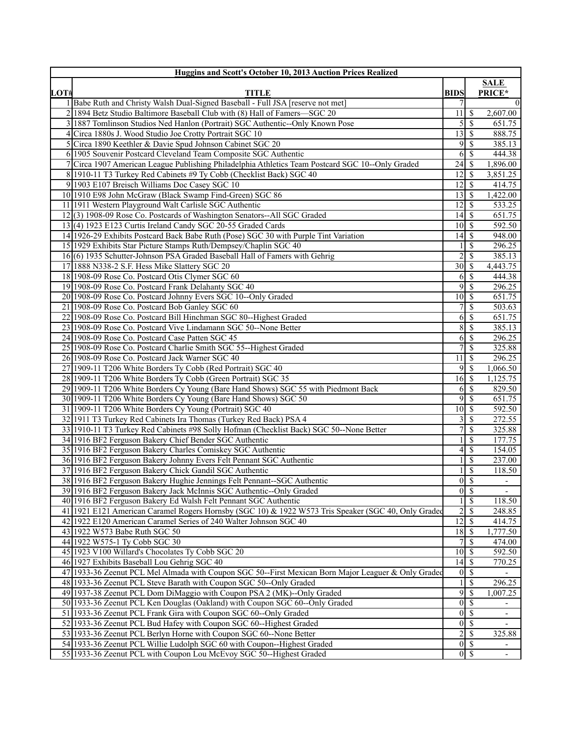| Huggins and Scott's October 10, 2013 Auction Prices Realized | | | |
|---|---|---|---|
| LOT# | TITLE | BIDS | SALE PRICE* |
| 1 | Babe Ruth and Christy Walsh Dual-Signed Baseball - Full JSA [reserve not met] | 7 | 0 |
| 2 | 1894 Betz Studio Baltimore Baseball Club with (8) Hall of Famers—SGC 20 | 11 | $ 2,607.00 |
| 3 | 1887 Tomlinson Studios Ned Hanlon (Portrait) SGC Authentic--Only Known Pose | 5 | $ 651.75 |
| 4 | Circa 1880s J. Wood Studio Joe Crotty Portrait SGC 10 | 13 | $ 888.75 |
| 5 | Circa 1890 Keethler & Davie Spud Johnson Cabinet SGC 20 | 9 | $ 385.13 |
| 6 | 1905 Souvenir Postcard Cleveland Team Composite SGC Authentic | 6 | $ 444.38 |
| 7 | Circa 1907 American League Publishing Philadelphia Athletics Team Postcard SGC 10--Only Graded | 24 | $ 1,896.00 |
| 8 | 1910-11 T3 Turkey Red Cabinets #9 Ty Cobb (Checklist Back) SGC 40 | 12 | $ 3,851.25 |
| 9 | 1903 E107 Breisch Williams Doc Casey SGC 10 | 12 | $ 414.75 |
| 10 | 1910 E98 John McGraw (Black Swamp Find-Green) SGC 86 | 13 | $ 1,422.00 |
| 11 | 1911 Western Playground Walt Carlisle SGC Authentic | 12 | $ 533.25 |
| 12 | (3) 1908-09 Rose Co. Postcards of Washington Senators--All SGC Graded | 14 | $ 651.75 |
| 13 | (4) 1923 E123 Curtis Ireland Candy SGC 20-55 Graded Cards | 10 | $ 592.50 |
| 14 | 1926-29 Exhibits Postcard Back Babe Ruth (Pose) SGC 30 with Purple Tint Variation | 14 | $ 948.00 |
| 15 | 1929 Exhibits Star Picture Stamps Ruth/Dempsey/Chaplin SGC 40 | 1 | $ 296.25 |
| 16 | (6) 1935 Schutter-Johnson PSA Graded Baseball Hall of Famers with Gehrig | 2 | $ 385.13 |
| 17 | 1888 N338-2 S.F. Hess Mike Slattery SGC 20 | 30 | $ 4,443.75 |
| 18 | 1908-09 Rose Co. Postcard Otis Clymer SGC 60 | 6 | $ 444.38 |
| 19 | 1908-09 Rose Co. Postcard Frank Delahanty SGC 40 | 9 | $ 296.25 |
| 20 | 1908-09 Rose Co. Postcard Johnny Evers SGC 10--Only Graded | 10 | $ 651.75 |
| 21 | 1908-09 Rose Co. Postcard Bob Ganley SGC 60 | 7 | $ 503.63 |
| 22 | 1908-09 Rose Co. Postcard Bill Hinchman SGC 80--Highest Graded | 6 | $ 651.75 |
| 23 | 1908-09 Rose Co. Postcard Vive Lindamann SGC 50--None Better | 8 | $ 385.13 |
| 24 | 1908-09 Rose Co. Postcard Case Patten SGC 45 | 6 | $ 296.25 |
| 25 | 1908-09 Rose Co. Postcard Charlie Smith SGC 55--Highest Graded | 7 | $ 325.88 |
| 26 | 1908-09 Rose Co. Postcard Jack Warner SGC 40 | 11 | $ 296.25 |
| 27 | 1909-11 T206 White Borders Ty Cobb (Red Portrait) SGC 40 | 9 | $ 1,066.50 |
| 28 | 1909-11 T206 White Borders Ty Cobb (Green Portrait) SGC 35 | 16 | $ 1,125.75 |
| 29 | 1909-11 T206 White Borders Cy Young (Bare Hand Shows) SGC 55 with Piedmont Back | 6 | $ 829.50 |
| 30 | 1909-11 T206 White Borders Cy Young (Bare Hand Shows) SGC 50 | 9 | $ 651.75 |
| 31 | 1909-11 T206 White Borders Cy Young (Portrait) SGC 40 | 10 | $ 592.50 |
| 32 | 1911 T3 Turkey Red Cabinets Ira Thomas (Turkey Red Back) PSA 4 | 3 | $ 272.55 |
| 33 | 1910-11 T3 Turkey Red Cabinets #98 Solly Hofman (Checklist Back) SGC 50--None Better | 7 | $ 325.88 |
| 34 | 1916 BF2 Ferguson Bakery Chief Bender SGC Authentic | 1 | $ 177.75 |
| 35 | 1916 BF2 Ferguson Bakery Charles Comiskey SGC Authentic | 4 | $ 154.05 |
| 36 | 1916 BF2 Ferguson Bakery Johnny Evers Felt Pennant SGC Authentic | 1 | $ 237.00 |
| 37 | 1916 BF2 Ferguson Bakery Chick Gandil SGC Authentic | 1 | $ 118.50 |
| 38 | 1916 BF2 Ferguson Bakery Hughie Jennings Felt Pennant--SGC Authentic | 0 | $ - |
| 39 | 1916 BF2 Ferguson Bakery Jack McInnis SGC Authentic--Only Graded | 0 | $ - |
| 40 | 1916 BF2 Ferguson Bakery Ed Walsh Felt Pennant SGC Authentic | 1 | $ 118.50 |
| 41 | 1921 E121 American Caramel Rogers Hornsby (SGC 10) & 1922 W573 Tris Speaker (SGC 40, Only Graded | 2 | $ 248.85 |
| 42 | 1922 E120 American Caramel Series of 240 Walter Johnson SGC 40 | 12 | $ 414.75 |
| 43 | 1922 W573 Babe Ruth SGC 50 | 18 | $ 1,777.50 |
| 44 | 1922 W575-1 Ty Cobb SGC 30 | 7 | $ 474.00 |
| 45 | 1923 V100 Willard's Chocolates Ty Cobb SGC 20 | 10 | $ 592.50 |
| 46 | 1927 Exhibits Baseball Lou Gehrig SGC 40 | 14 | $ 770.25 |
| 47 | 1933-36 Zeenut PCL Mel Almada with Coupon SGC 50--First Mexican Born Major Leaguer & Only Graded | 0 | $ - |
| 48 | 1933-36 Zeenut PCL Steve Barath with Coupon SGC 50--Only Graded | 1 | $ 296.25 |
| 49 | 1937-38 Zeenut PCL Dom DiMaggio with Coupon PSA 2 (MK)--Only Graded | 9 | $ 1,007.25 |
| 50 | 1933-36 Zeenut PCL Ken Douglas (Oakland) with Coupon SGC 60--Only Graded | 0 | $ - |
| 51 | 1933-36 Zeenut PCL Frank Gira with Coupon SGC 60--Only Graded | 0 | $ - |
| 52 | 1933-36 Zeenut PCL Bud Hafey with Coupon SGC 60--Highest Graded | 0 | $ - |
| 53 | 1933-36 Zeenut PCL Berlyn Horne with Coupon SGC 60--None Better | 2 | $ 325.88 |
| 54 | 1933-36 Zeenut PCL Willie Ludolph SGC 60 with Coupon--Highest Graded | 0 | $ - |
| 55 | 1933-36 Zeenut PCL with Coupon Lou McEvoy SGC 50--Highest Graded | 0 | $ - |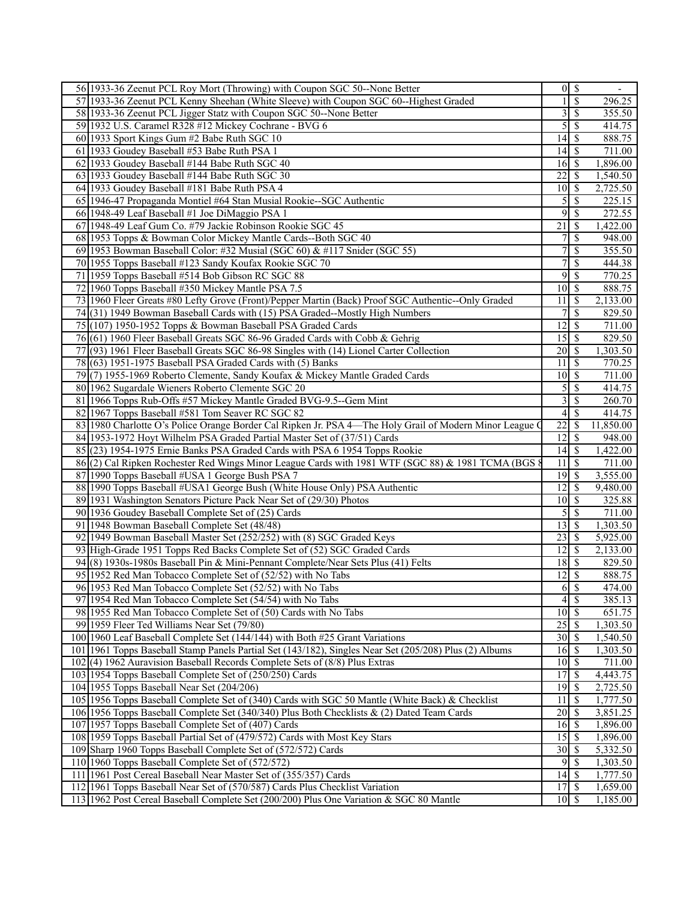| | | | | |
|---|---|---|---|---|
| 56 | 1933-36 Zeenut PCL Roy Mort (Throwing) with Coupon SGC 50--None Better | 0 | $ | - |
| 57 | 1933-36 Zeenut PCL Kenny Sheehan (White Sleeve) with Coupon SGC 60--Highest Graded | 1 | $ | 296.25 |
| 58 | 1933-36 Zeenut PCL Jigger Statz with Coupon SGC 50--None Better | 3 | $ | 355.50 |
| 59 | 1932 U.S. Caramel R328 #12 Mickey Cochrane - BVG 6 | 5 | $ | 414.75 |
| 60 | 1933 Sport Kings Gum #2 Babe Ruth SGC 10 | 14 | $ | 888.75 |
| 61 | 1933 Goudey Baseball #53 Babe Ruth PSA 1 | 14 | $ | 711.00 |
| 62 | 1933 Goudey Baseball #144 Babe Ruth SGC 40 | 16 | $ | 1,896.00 |
| 63 | 1933 Goudey Baseball #144 Babe Ruth SGC 30 | 22 | $ | 1,540.50 |
| 64 | 1933 Goudey Baseball #181 Babe Ruth PSA 4 | 10 | $ | 2,725.50 |
| 65 | 1946-47 Propaganda Montiel #64 Stan Musial Rookie--SGC Authentic | 5 | $ | 225.15 |
| 66 | 1948-49 Leaf Baseball #1 Joe DiMaggio PSA 1 | 9 | $ | 272.55 |
| 67 | 1948-49 Leaf Gum Co. #79 Jackie Robinson Rookie SGC 45 | 21 | $ | 1,422.00 |
| 68 | 1953 Topps & Bowman Color Mickey Mantle Cards--Both SGC 40 | 7 | $ | 948.00 |
| 69 | 1953 Bowman Baseball Color: #32 Musial (SGC 60) & #117 Snider (SGC 55) | 7 | $ | 355.50 |
| 70 | 1955 Topps Baseball #123 Sandy Koufax Rookie SGC 70 | 7 | $ | 444.38 |
| 71 | 1959 Topps Baseball #514 Bob Gibson RC SGC 88 | 9 | $ | 770.25 |
| 72 | 1960 Topps Baseball #350 Mickey Mantle PSA 7.5 | 10 | $ | 888.75 |
| 73 | 1960 Fleer Greats #80 Lefty Grove (Front)/Pepper Martin (Back) Proof SGC Authentic--Only Graded | 11 | $ | 2,133.00 |
| 74 | (31) 1949 Bowman Baseball Cards with (15) PSA Graded--Mostly High Numbers | 7 | $ | 829.50 |
| 75 | (107) 1950-1952 Topps & Bowman Baseball PSA Graded Cards | 12 | $ | 711.00 |
| 76 | (61) 1960 Fleer Baseball Greats SGC 86-96 Graded Cards with Cobb & Gehrig | 15 | $ | 829.50 |
| 77 | (93) 1961 Fleer Baseball Greats SGC 86-98 Singles with (14) Lionel Carter Collection | 20 | $ | 1,303.50 |
| 78 | (63) 1951-1975 Baseball PSA Graded Cards with (5) Banks | 11 | $ | 770.25 |
| 79 | (7) 1955-1969 Roberto Clemente, Sandy Koufax & Mickey Mantle Graded Cards | 10 | $ | 711.00 |
| 80 | 1962 Sugardale Wieners Roberto Clemente SGC 20 | 5 | $ | 414.75 |
| 81 | 1966 Topps Rub-Offs #57 Mickey Mantle Graded BVG-9.5--Gem Mint | 3 | $ | 260.70 |
| 82 | 1967 Topps Baseball #581 Tom Seaver RC SGC 82 | 4 | $ | 414.75 |
| 83 | 1980 Charlotte O's Police Orange Border Cal Ripken Jr. PSA 4—The Holy Grail of Modern Minor League C | 22 | $ | 11,850.00 |
| 84 | 1953-1972 Hoyt Wilhelm PSA Graded Partial Master Set of (37/51) Cards | 12 | $ | 948.00 |
| 85 | (23) 1954-1975 Ernie Banks PSA Graded Cards with PSA 6 1954 Topps Rookie | 14 | $ | 1,422.00 |
| 86 | (2) Cal Ripken Rochester Red Wings Minor League Cards with 1981 WTF (SGC 88) & 1981 TCMA (BGS 8 | 11 | $ | 711.00 |
| 87 | 1990 Topps Baseball #USA 1 George Bush PSA 7 | 19 | $ | 3,555.00 |
| 88 | 1990 Topps Baseball #USA1 George Bush (White House Only) PSA Authentic | 12 | $ | 9,480.00 |
| 89 | 1931 Washington Senators Picture Pack Near Set of (29/30) Photos | 10 | $ | 325.88 |
| 90 | 1936 Goudey Baseball Complete Set of (25) Cards | 5 | $ | 711.00 |
| 91 | 1948 Bowman Baseball Complete Set (48/48) | 13 | $ | 1,303.50 |
| 92 | 1949 Bowman Baseball Master Set (252/252) with (8) SGC Graded Keys | 23 | $ | 5,925.00 |
| 93 | High-Grade 1951 Topps Red Backs Complete Set of (52) SGC Graded Cards | 12 | $ | 2,133.00 |
| 94 | (8) 1930s-1980s Baseball Pin & Mini-Pennant Complete/Near Sets Plus (41) Felts | 18 | $ | 829.50 |
| 95 | 1952 Red Man Tobacco Complete Set of (52/52) with No Tabs | 12 | $ | 888.75 |
| 96 | 1953 Red Man Tobacco Complete Set (52/52) with No Tabs | 6 | $ | 474.00 |
| 97 | 1954 Red Man Tobacco Complete Set (54/54) with No Tabs | 4 | $ | 385.13 |
| 98 | 1955 Red Man Tobacco Complete Set of (50) Cards with No Tabs | 10 | $ | 651.75 |
| 99 | 1959 Fleer Ted Williams Near Set (79/80) | 25 | $ | 1,303.50 |
| 100 | 1960 Leaf Baseball Complete Set (144/144) with Both #25 Grant Variations | 30 | $ | 1,540.50 |
| 101 | 1961 Topps Baseball Stamp Panels Partial Set (143/182), Singles Near Set (205/208) Plus (2) Albums | 16 | $ | 1,303.50 |
| 102 | (4) 1962 Auravision Baseball Records Complete Sets of (8/8) Plus Extras | 10 | $ | 711.00 |
| 103 | 1954 Topps Baseball Complete Set of (250/250) Cards | 17 | $ | 4,443.75 |
| 104 | 1955 Topps Baseball Near Set (204/206) | 19 | $ | 2,725.50 |
| 105 | 1956 Topps Baseball Complete Set of (340) Cards with SGC 50 Mantle (White Back) & Checklist | 11 | $ | 1,777.50 |
| 106 | 1956 Topps Baseball Complete Set (340/340) Plus Both Checklists & (2) Dated Team Cards | 20 | $ | 3,851.25 |
| 107 | 1957 Topps Baseball Complete Set of (407) Cards | 16 | $ | 1,896.00 |
| 108 | 1959 Topps Baseball Partial Set of (479/572) Cards with Most Key Stars | 15 | $ | 1,896.00 |
| 109 | Sharp 1960 Topps Baseball Complete Set of (572/572) Cards | 30 | $ | 5,332.50 |
| 110 | 1960 Topps Baseball Complete Set of (572/572) | 9 | $ | 1,303.50 |
| 111 | 1961 Post Cereal Baseball Near Master Set of (355/357) Cards | 14 | $ | 1,777.50 |
| 112 | 1961 Topps Baseball Near Set of (570/587) Cards Plus Checklist Variation | 17 | $ | 1,659.00 |
| 113 | 1962 Post Cereal Baseball Complete Set (200/200) Plus One Variation & SGC 80 Mantle | 10 | $ | 1,185.00 |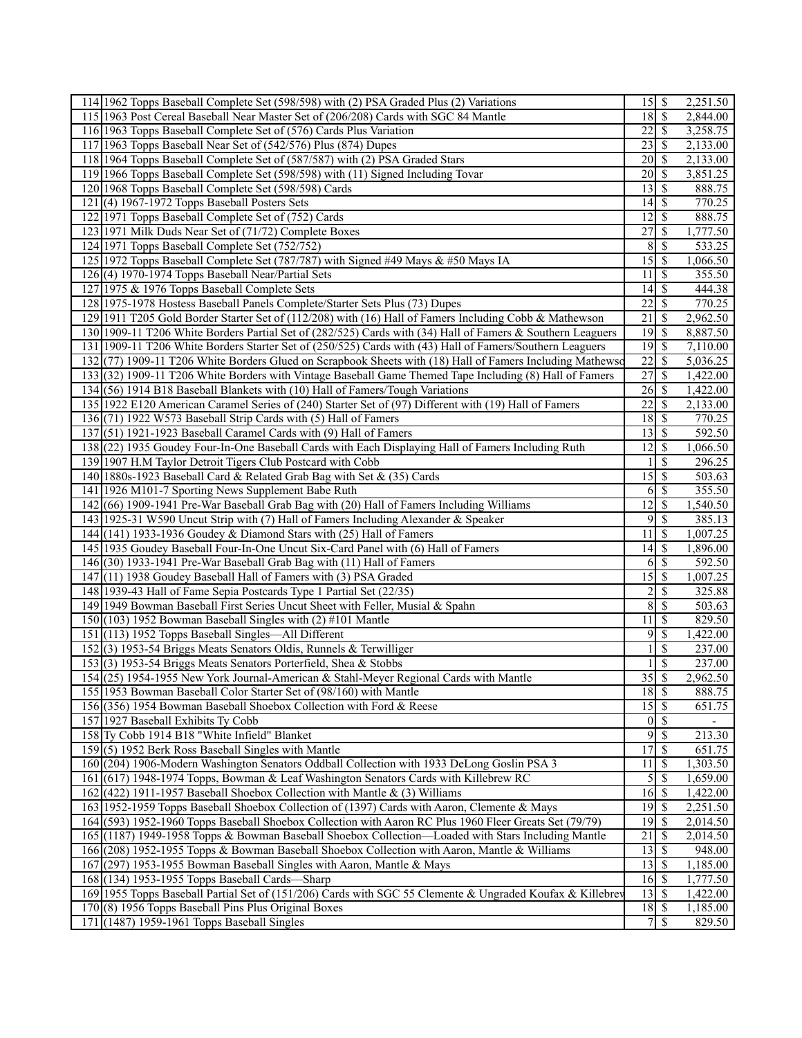| | | | | |
|---|---|---|---|---|
| 114 | 1962 Topps Baseball Complete Set (598/598) with (2) PSA Graded Plus (2) Variations | 15 | $ | 2,251.50 |
| 115 | 1963 Post Cereal Baseball Near Master Set of (206/208) Cards with SGC 84 Mantle | 18 | $ | 2,844.00 |
| 116 | 1963 Topps Baseball Complete Set of (576) Cards Plus Variation | 22 | $ | 3,258.75 |
| 117 | 1963 Topps Baseball Near Set of (542/576) Plus (874) Dupes | 23 | $ | 2,133.00 |
| 118 | 1964 Topps Baseball Complete Set of (587/587) with (2) PSA Graded Stars | 20 | $ | 2,133.00 |
| 119 | 1966 Topps Baseball Complete Set (598/598) with (11) Signed Including Tovar | 20 | $ | 3,851.25 |
| 120 | 1968 Topps Baseball Complete Set (598/598) Cards | 13 | $ | 888.75 |
| 121 | (4) 1967-1972 Topps Baseball Posters Sets | 14 | $ | 770.25 |
| 122 | 1971 Topps Baseball Complete Set of (752) Cards | 12 | $ | 888.75 |
| 123 | 1971 Milk Duds Near Set of (71/72) Complete Boxes | 27 | $ | 1,777.50 |
| 124 | 1971 Topps Baseball Complete Set (752/752) | 8 | $ | 533.25 |
| 125 | 1972 Topps Baseball Complete Set (787/787) with Signed #49 Mays & #50 Mays IA | 15 | $ | 1,066.50 |
| 126 | (4) 1970-1974 Topps Baseball Near/Partial Sets | 11 | $ | 355.50 |
| 127 | 1975 & 1976 Topps Baseball Complete Sets | 14 | $ | 444.38 |
| 128 | 1975-1978 Hostess Baseball Panels Complete/Starter Sets Plus (73) Dupes | 22 | $ | 770.25 |
| 129 | 1911 T205 Gold Border Starter Set of (112/208) with (16) Hall of Famers Including Cobb & Mathewson | 21 | $ | 2,962.50 |
| 130 | 1909-11 T206 White Borders Partial Set of (282/525) Cards with (34) Hall of Famers & Southern Leaguers | 19 | $ | 8,887.50 |
| 131 | 1909-11 T206 White Borders Starter Set of (250/525) Cards with (43) Hall of Famers/Southern Leaguers | 19 | $ | 7,110.00 |
| 132 | (77) 1909-11 T206 White Borders Glued on Scrapbook Sheets with (18) Hall of Famers Including Mathewso | 22 | $ | 5,036.25 |
| 133 | (32) 1909-11 T206 White Borders with Vintage Baseball Game Themed Tape Including (8) Hall of Famers | 27 | $ | 1,422.00 |
| 134 | (56) 1914 B18 Baseball Blankets with (10) Hall of Famers/Tough Variations | 26 | $ | 1,422.00 |
| 135 | 1922 E120 American Caramel Series of (240) Starter Set of (97) Different with (19) Hall of Famers | 22 | $ | 2,133.00 |
| 136 | (71) 1922 W573 Baseball Strip Cards with (5) Hall of Famers | 18 | $ | 770.25 |
| 137 | (51) 1921-1923 Baseball Caramel Cards with (9) Hall of Famers | 13 | $ | 592.50 |
| 138 | (22) 1935 Goudey Four-In-One Baseball Cards with Each Displaying Hall of Famers Including Ruth | 12 | $ | 1,066.50 |
| 139 | 1907 H.M Taylor Detroit Tigers Club Postcard with Cobb | 1 | $ | 296.25 |
| 140 | 1880s-1923 Baseball Card & Related Grab Bag with Set & (35) Cards | 15 | $ | 503.63 |
| 141 | 1926 M101-7 Sporting News Supplement Babe Ruth | 6 | $ | 355.50 |
| 142 | (66) 1909-1941 Pre-War Baseball Grab Bag with (20) Hall of Famers Including Williams | 12 | $ | 1,540.50 |
| 143 | 1925-31 W590 Uncut Strip with (7) Hall of Famers Including Alexander & Speaker | 9 | $ | 385.13 |
| 144 | (141) 1933-1936 Goudey & Diamond Stars with (25) Hall of Famers | 11 | $ | 1,007.25 |
| 145 | 1935 Goudey Baseball Four-In-One Uncut Six-Card Panel with (6) Hall of Famers | 14 | $ | 1,896.00 |
| 146 | (30) 1933-1941 Pre-War Baseball Grab Bag with (11) Hall of Famers | 6 | $ | 592.50 |
| 147 | (11) 1938 Goudey Baseball Hall of Famers with (3) PSA Graded | 15 | $ | 1,007.25 |
| 148 | 1939-43 Hall of Fame Sepia Postcards Type 1 Partial Set (22/35) | 2 | $ | 325.88 |
| 149 | 1949 Bowman Baseball First Series Uncut Sheet with Feller, Musial & Spahn | 8 | $ | 503.63 |
| 150 | (103) 1952 Bowman Baseball Singles with (2) #101 Mantle | 11 | $ | 829.50 |
| 151 | (113) 1952 Topps Baseball Singles—All Different | 9 | $ | 1,422.00 |
| 152 | (3) 1953-54 Briggs Meats Senators Oldis, Runnels & Terwilliger | 1 | $ | 237.00 |
| 153 | (3) 1953-54 Briggs Meats Senators Porterfield, Shea & Stobbs | 1 | $ | 237.00 |
| 154 | (25) 1954-1955 New York Journal-American & Stahl-Meyer Regional Cards with Mantle | 35 | $ | 2,962.50 |
| 155 | 1953 Bowman Baseball Color Starter Set of (98/160) with Mantle | 18 | $ | 888.75 |
| 156 | (356) 1954 Bowman Baseball Shoebox Collection with Ford & Reese | 15 | $ | 651.75 |
| 157 | 1927 Baseball Exhibits Ty Cobb | 0 | $ | - |
| 158 | Ty Cobb 1914 B18 "White Infield" Blanket | 9 | $ | 213.30 |
| 159 | (5) 1952 Berk Ross Baseball Singles with Mantle | 17 | $ | 651.75 |
| 160 | (204) 1906-Modern Washington Senators Oddball Collection with 1933 DeLong Goslin PSA 3 | 11 | $ | 1,303.50 |
| 161 | (617) 1948-1974 Topps, Bowman & Leaf Washington Senators Cards with Killebrew RC | 5 | $ | 1,659.00 |
| 162 | (422) 1911-1957 Baseball Shoebox Collection with Mantle & (3) Williams | 16 | $ | 1,422.00 |
| 163 | 1952-1959 Topps Baseball Shoebox Collection of (1397) Cards with Aaron, Clemente & Mays | 19 | $ | 2,251.50 |
| 164 | (593) 1952-1960 Topps Baseball Shoebox Collection with Aaron RC Plus 1960 Fleer Greats Set (79/79) | 19 | $ | 2,014.50 |
| 165 | (1187) 1949-1958 Topps & Bowman Baseball Shoebox Collection—Loaded with Stars Including Mantle | 21 | $ | 2,014.50 |
| 166 | (208) 1952-1955 Topps & Bowman Baseball Shoebox Collection with Aaron, Mantle & Williams | 13 | $ | 948.00 |
| 167 | (297) 1953-1955 Bowman Baseball Singles with Aaron, Mantle & Mays | 13 | $ | 1,185.00 |
| 168 | (134) 1953-1955 Topps Baseball Cards—Sharp | 16 | $ | 1,777.50 |
| 169 | 1955 Topps Baseball Partial Set of (151/206) Cards with SGC 55 Clemente & Ungraded Koufax & Killebrev | 13 | $ | 1,422.00 |
| 170 | (8) 1956 Topps Baseball Pins Plus Original Boxes | 18 | $ | 1,185.00 |
| 171 | (1487) 1959-1961 Topps Baseball Singles | 7 | $ | 829.50 |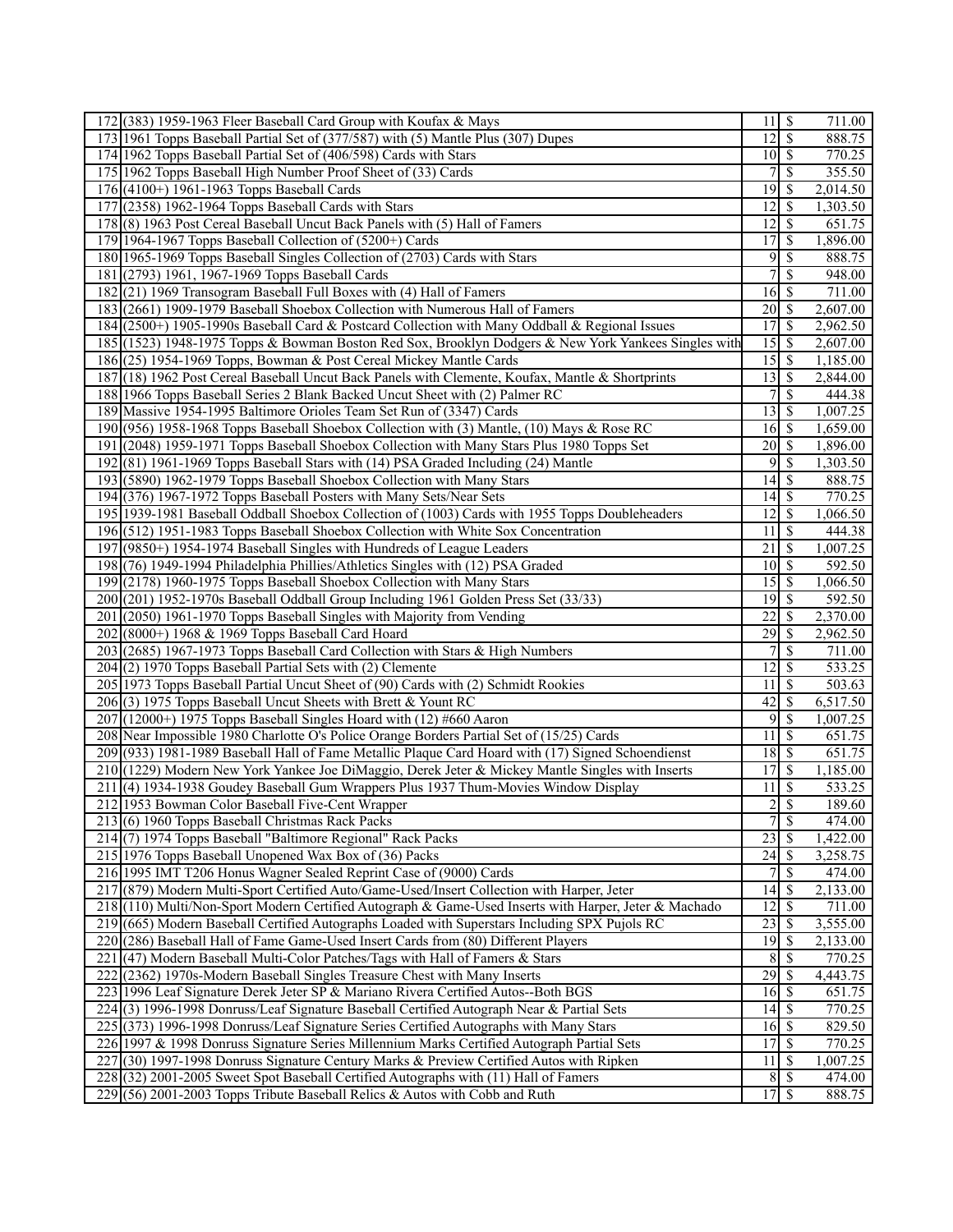| | | | | |
|---|---|---|---|---|
| 172 | (383) 1959-1963 Fleer Baseball Card Group with Koufax & Mays | 11 | $ | 711.00 |
| 173 | 1961 Topps Baseball Partial Set of (377/587) with (5) Mantle Plus (307) Dupes | 12 | $ | 888.75 |
| 174 | 1962 Topps Baseball Partial Set of (406/598) Cards with Stars | 10 | $ | 770.25 |
| 175 | 1962 Topps Baseball High Number Proof Sheet of (33) Cards | 7 | $ | 355.50 |
| 176 | (4100+) 1961-1963 Topps Baseball Cards | 19 | $ | 2,014.50 |
| 177 | (2358) 1962-1964 Topps Baseball Cards with Stars | 12 | $ | 1,303.50 |
| 178 | (8) 1963 Post Cereal Baseball Uncut Back Panels with (5) Hall of Famers | 12 | $ | 651.75 |
| 179 | 1964-1967 Topps Baseball Collection of (5200+) Cards | 17 | $ | 1,896.00 |
| 180 | 1965-1969 Topps Baseball Singles Collection of (2703) Cards with Stars | 9 | $ | 888.75 |
| 181 | (2793) 1961, 1967-1969 Topps Baseball Cards | 7 | $ | 948.00 |
| 182 | (21) 1969 Transogram Baseball Full Boxes with (4) Hall of Famers | 16 | $ | 711.00 |
| 183 | (2661) 1909-1979 Baseball Shoebox Collection with Numerous Hall of Famers | 20 | $ | 2,607.00 |
| 184 | (2500+) 1905-1990s Baseball Card & Postcard Collection with Many Oddball & Regional Issues | 17 | $ | 2,962.50 |
| 185 | (1523) 1948-1975 Topps & Bowman Boston Red Sox, Brooklyn Dodgers & New York Yankees Singles with | 15 | $ | 2,607.00 |
| 186 | (25) 1954-1969 Topps, Bowman & Post Cereal Mickey Mantle Cards | 15 | $ | 1,185.00 |
| 187 | (18) 1962 Post Cereal Baseball Uncut Back Panels with Clemente, Koufax, Mantle & Shortprints | 13 | $ | 2,844.00 |
| 188 | 1966 Topps Baseball Series 2 Blank Backed Uncut Sheet with (2) Palmer RC | 7 | $ | 444.38 |
| 189 | Massive 1954-1995 Baltimore Orioles Team Set Run of (3347) Cards | 13 | $ | 1,007.25 |
| 190 | (956) 1958-1968 Topps Baseball Shoebox Collection with (3) Mantle, (10) Mays & Rose RC | 16 | $ | 1,659.00 |
| 191 | (2048) 1959-1971 Topps Baseball Shoebox Collection with Many Stars Plus 1980 Topps Set | 20 | $ | 1,896.00 |
| 192 | (81) 1961-1969 Topps Baseball Stars with (14) PSA Graded Including (24) Mantle | 9 | $ | 1,303.50 |
| 193 | (5890) 1962-1979 Topps Baseball Shoebox Collection with Many Stars | 14 | $ | 888.75 |
| 194 | (376) 1967-1972 Topps Baseball Posters with Many Sets/Near Sets | 14 | $ | 770.25 |
| 195 | 1939-1981 Baseball Oddball Shoebox Collection of (1003) Cards with 1955 Topps Doubleheaders | 12 | $ | 1,066.50 |
| 196 | (512) 1951-1983 Topps Baseball Shoebox Collection with White Sox Concentration | 11 | $ | 444.38 |
| 197 | (9850+) 1954-1974 Baseball Singles with Hundreds of League Leaders | 21 | $ | 1,007.25 |
| 198 | (76) 1949-1994 Philadelphia Phillies/Athletics Singles with (12) PSA Graded | 10 | $ | 592.50 |
| 199 | (2178) 1960-1975 Topps Baseball Shoebox Collection with Many Stars | 15 | $ | 1,066.50 |
| 200 | (201) 1952-1970s Baseball Oddball Group Including 1961 Golden Press Set (33/33) | 19 | $ | 592.50 |
| 201 | (2050) 1961-1970 Topps Baseball Singles with Majority from Vending | 22 | $ | 2,370.00 |
| 202 | (8000+) 1968 & 1969 Topps Baseball Card Hoard | 29 | $ | 2,962.50 |
| 203 | (2685) 1967-1973 Topps Baseball Card Collection with Stars & High Numbers | 7 | $ | 711.00 |
| 204 | (2) 1970 Topps Baseball Partial Sets with (2) Clemente | 12 | $ | 533.25 |
| 205 | 1973 Topps Baseball Partial Uncut Sheet of (90) Cards with (2) Schmidt Rookies | 11 | $ | 503.63 |
| 206 | (3) 1975 Topps Baseball Uncut Sheets with Brett & Yount RC | 42 | $ | 6,517.50 |
| 207 | (12000+) 1975 Topps Baseball Singles Hoard with (12) #660 Aaron | 9 | $ | 1,007.25 |
| 208 | Near Impossible 1980 Charlotte O's Police Orange Borders Partial Set of (15/25) Cards | 11 | $ | 651.75 |
| 209 | (933) 1981-1989 Baseball Hall of Fame Metallic Plaque Card Hoard with (17) Signed Schoendienst | 18 | $ | 651.75 |
| 210 | (1229) Modern New York Yankee Joe DiMaggio, Derek Jeter & Mickey Mantle Singles with Inserts | 17 | $ | 1,185.00 |
| 211 | (4) 1934-1938 Goudey Baseball Gum Wrappers Plus 1937 Thum-Movies Window Display | 11 | $ | 533.25 |
| 212 | 1953 Bowman Color Baseball Five-Cent Wrapper | 2 | $ | 189.60 |
| 213 | (6) 1960 Topps Baseball Christmas Rack Packs | 7 | $ | 474.00 |
| 214 | (7) 1974 Topps Baseball "Baltimore Regional" Rack Packs | 23 | $ | 1,422.00 |
| 215 | 1976 Topps Baseball Unopened Wax Box of (36) Packs | 24 | $ | 3,258.75 |
| 216 | 1995 IMT T206 Honus Wagner Sealed Reprint Case of (9000) Cards | 7 | $ | 474.00 |
| 217 | (879) Modern Multi-Sport Certified Auto/Game-Used/Insert Collection with Harper, Jeter | 14 | $ | 2,133.00 |
| 218 | (110) Multi/Non-Sport Modern Certified Autograph & Game-Used Inserts with Harper, Jeter & Machado | 12 | $ | 711.00 |
| 219 | (665) Modern Baseball Certified Autographs Loaded with Superstars Including SPX Pujols RC | 23 | $ | 3,555.00 |
| 220 | (286) Baseball Hall of Fame Game-Used Insert Cards from (80) Different Players | 19 | $ | 2,133.00 |
| 221 | (47) Modern Baseball Multi-Color Patches/Tags with Hall of Famers & Stars | 8 | $ | 770.25 |
| 222 | (2362) 1970s-Modern Baseball Singles Treasure Chest with Many Inserts | 29 | $ | 4,443.75 |
| 223 | 1996 Leaf Signature Derek Jeter SP & Mariano Rivera Certified Autos--Both BGS | 16 | $ | 651.75 |
| 224 | (3) 1996-1998 Donruss/Leaf Signature Baseball Certified Autograph Near & Partial Sets | 14 | $ | 770.25 |
| 225 | (373) 1996-1998 Donruss/Leaf Signature Series Certified Autographs with Many Stars | 16 | $ | 829.50 |
| 226 | 1997 & 1998 Donruss Signature Series Millennium Marks Certified Autograph Partial Sets | 17 | $ | 770.25 |
| 227 | (30) 1997-1998 Donruss Signature Century Marks & Preview Certified Autos with Ripken | 11 | $ | 1,007.25 |
| 228 | (32) 2001-2005 Sweet Spot Baseball Certified Autographs with (11) Hall of Famers | 8 | $ | 474.00 |
| 229 | (56) 2001-2003 Topps Tribute Baseball Relics & Autos with Cobb and Ruth | 17 | $ | 888.75 |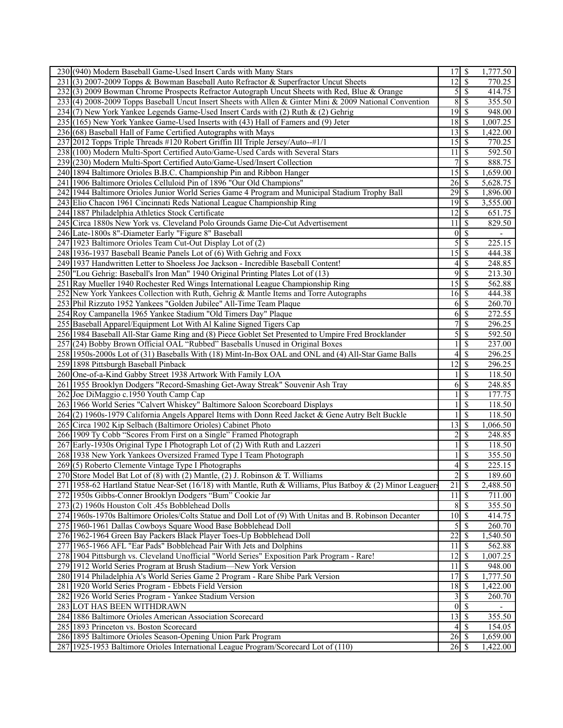| | | | | |
|---|---|---|---|---|
| 230 | (940) Modern Baseball Game-Used Insert Cards with Many Stars | 17 | $ | 1,777.50 |
| 231 | (3) 2007-2009 Topps & Bowman Baseball Auto Refractor & Superfractor Uncut Sheets | 12 | $ | 770.25 |
| 232 | (3) 2009 Bowman Chrome Prospects Refractor Autograph Uncut Sheets with Red, Blue & Orange | 5 | $ | 414.75 |
| 233 | (4) 2008-2009 Topps Baseball Uncut Insert Sheets with Allen & Ginter Mini & 2009 National Convention | 8 | $ | 355.50 |
| 234 | (7) New York Yankee Legends Game-Used Insert Cards with (2) Ruth & (2) Gehrig | 19 | $ | 948.00 |
| 235 | (165) New York Yankee Game-Used Inserts with (43) Hall of Famers and (9) Jeter | 18 | $ | 1,007.25 |
| 236 | (68) Baseball Hall of Fame Certified Autographs with Mays | 13 | $ | 1,422.00 |
| 237 | 2012 Topps Triple Threads #120 Robert Griffin III Triple Jersey/Auto--#1/1 | 15 | $ | 770.25 |
| 238 | (100) Modern Multi-Sport Certified Auto/Game-Used Cards with Several Stars | 11 | $ | 592.50 |
| 239 | (230) Modern Multi-Sport Certified Auto/Game-Used/Insert Collection | 7 | $ | 888.75 |
| 240 | 1894 Baltimore Orioles B.B.C. Championship Pin and Ribbon Hanger | 15 | $ | 1,659.00 |
| 241 | 1906 Baltimore Orioles Celluloid Pin of 1896 "Our Old Champions" | 26 | $ | 5,628.75 |
| 242 | 1944 Baltimore Orioles Junior World Series Game 4 Program and Municipal Stadium Trophy Ball | 29 | $ | 1,896.00 |
| 243 | Elio Chacon 1961 Cincinnati Reds National League Championship Ring | 19 | $ | 3,555.00 |
| 244 | 1887 Philadelphia Athletics Stock Certificate | 12 | $ | 651.75 |
| 245 | Circa 1880s New York vs. Cleveland Polo Grounds Game Die-Cut Advertisement | 11 | $ | 829.50 |
| 246 | Late-1800s 8"-Diameter Early "Figure 8" Baseball | 0 | $ | - |
| 247 | 1923 Baltimore Orioles Team Cut-Out Display Lot of (2) | 5 | $ | 225.15 |
| 248 | 1936-1937 Baseball Beanie Panels Lot of (6) With Gehrig and Foxx | 15 | $ | 444.38 |
| 249 | 1937 Handwritten Letter to Shoeless Joe Jackson - Incredible Baseball Content! | 4 | $ | 248.85 |
| 250 | "Lou Gehrig: Baseball's Iron Man" 1940 Original Printing Plates Lot of (13) | 9 | $ | 213.30 |
| 251 | Ray Mueller 1940 Rochester Red Wings International League Championship Ring | 15 | $ | 562.88 |
| 252 | New York Yankees Collection with Ruth, Gehrig & Mantle Items and Torre Autographs | 16 | $ | 444.38 |
| 253 | Phil Rizzuto 1952 Yankees "Golden Jubilee" All-Time Team Plaque | 6 | $ | 260.70 |
| 254 | Roy Campanella 1965 Yankee Stadium "Old Timers Day" Plaque | 6 | $ | 272.55 |
| 255 | Baseball Apparel/Equipment Lot With Al Kaline Signed Tigers Cap | 7 | $ | 296.25 |
| 256 | 1984 Baseball All-Star Game Ring and (8) Piece Goblet Set Presented to Umpire Fred Brocklander | 5 | $ | 592.50 |
| 257 | (24) Bobby Brown Official OAL "Rubbed" Baseballs Unused in Original Boxes | 1 | $ | 237.00 |
| 258 | 1950s-2000s Lot of (31) Baseballs With (18) Mint-In-Box OAL and ONL and (4) All-Star Game Balls | 4 | $ | 296.25 |
| 259 | 1898 Pittsburgh Baseball Pinback | 12 | $ | 296.25 |
| 260 | One-of-a-Kind Gabby Street 1938 Artwork With Family LOA | 1 | $ | 118.50 |
| 261 | 1955 Brooklyn Dodgers "Record-Smashing Get-Away Streak" Souvenir Ash Tray | 6 | $ | 248.85 |
| 262 | Joe DiMaggio c.1950 Youth Camp Cap | 1 | $ | 177.75 |
| 263 | 1966 World Series "Calvert Whiskey" Baltimore Saloon Scoreboard Displays | 1 | $ | 118.50 |
| 264 | (2) 1960s-1979 California Angels Apparel Items with Donn Reed Jacket & Gene Autry Belt Buckle | 1 | $ | 118.50 |
| 265 | Circa 1902 Kip Selbach (Baltimore Orioles) Cabinet Photo | 13 | $ | 1,066.50 |
| 266 | 1909 Ty Cobb "Scores From First on a Single" Framed Photograph | 2 | $ | 248.85 |
| 267 | Early-1930s Original Type I Photograph Lot of (2) With Ruth and Lazzeri | 1 | $ | 118.50 |
| 268 | 1938 New York Yankees Oversized Framed Type I Team Photograph | 1 | $ | 355.50 |
| 269 | (5) Roberto Clemente Vintage Type I Photographs | 4 | $ | 225.15 |
| 270 | Store Model Bat Lot of (8) with (2) Mantle, (2) J. Robinson & T. Williams | 2 | $ | 189.60 |
| 271 | 1958-62 Hartland Statue Near-Set (16/18) with Mantle, Ruth & Williams, Plus Batboy & (2) Minor Leaguers | 21 | $ | 2,488.50 |
| 272 | 1950s Gibbs-Conner Brooklyn Dodgers "Bum" Cookie Jar | 11 | $ | 711.00 |
| 273 | (2) 1960s Houston Colt .45s Bobblehead Dolls | 8 | $ | 355.50 |
| 274 | 1960s-1970s Baltimore Orioles/Colts Statue and Doll Lot of (9) With Unitas and B. Robinson Decanter | 10 | $ | 414.75 |
| 275 | 1960-1961 Dallas Cowboys Square Wood Base Bobblehead Doll | 5 | $ | 260.70 |
| 276 | 1962-1964 Green Bay Packers Black Player Toes-Up Bobblehead Doll | 22 | $ | 1,540.50 |
| 277 | 1965-1966 AFL "Ear Pads" Bobblehead Pair With Jets and Dolphins | 11 | $ | 562.88 |
| 278 | 1904 Pittsburgh vs. Cleveland Unofficial "World Series" Exposition Park Program - Rare! | 12 | $ | 1,007.25 |
| 279 | 1912 World Series Program at Brush Stadium—New York Version | 11 | $ | 948.00 |
| 280 | 1914 Philadelphia A's World Series Game 2 Program - Rare Shibe Park Version | 17 | $ | 1,777.50 |
| 281 | 1920 World Series Program - Ebbets Field Version | 18 | $ | 1,422.00 |
| 282 | 1926 World Series Program - Yankee Stadium Version | 3 | $ | 260.70 |
| 283 | LOT HAS BEEN WITHDRAWN | 0 | $ | - |
| 284 | 1886 Baltimore Orioles American Association Scorecard | 13 | $ | 355.50 |
| 285 | 1893 Princeton vs. Boston Scorecard | 4 | $ | 154.05 |
| 286 | 1895 Baltimore Orioles Season-Opening Union Park Program | 26 | $ | 1,659.00 |
| 287 | 1925-1953 Baltimore Orioles International League Program/Scorecard Lot of (110) | 26 | $ | 1,422.00 |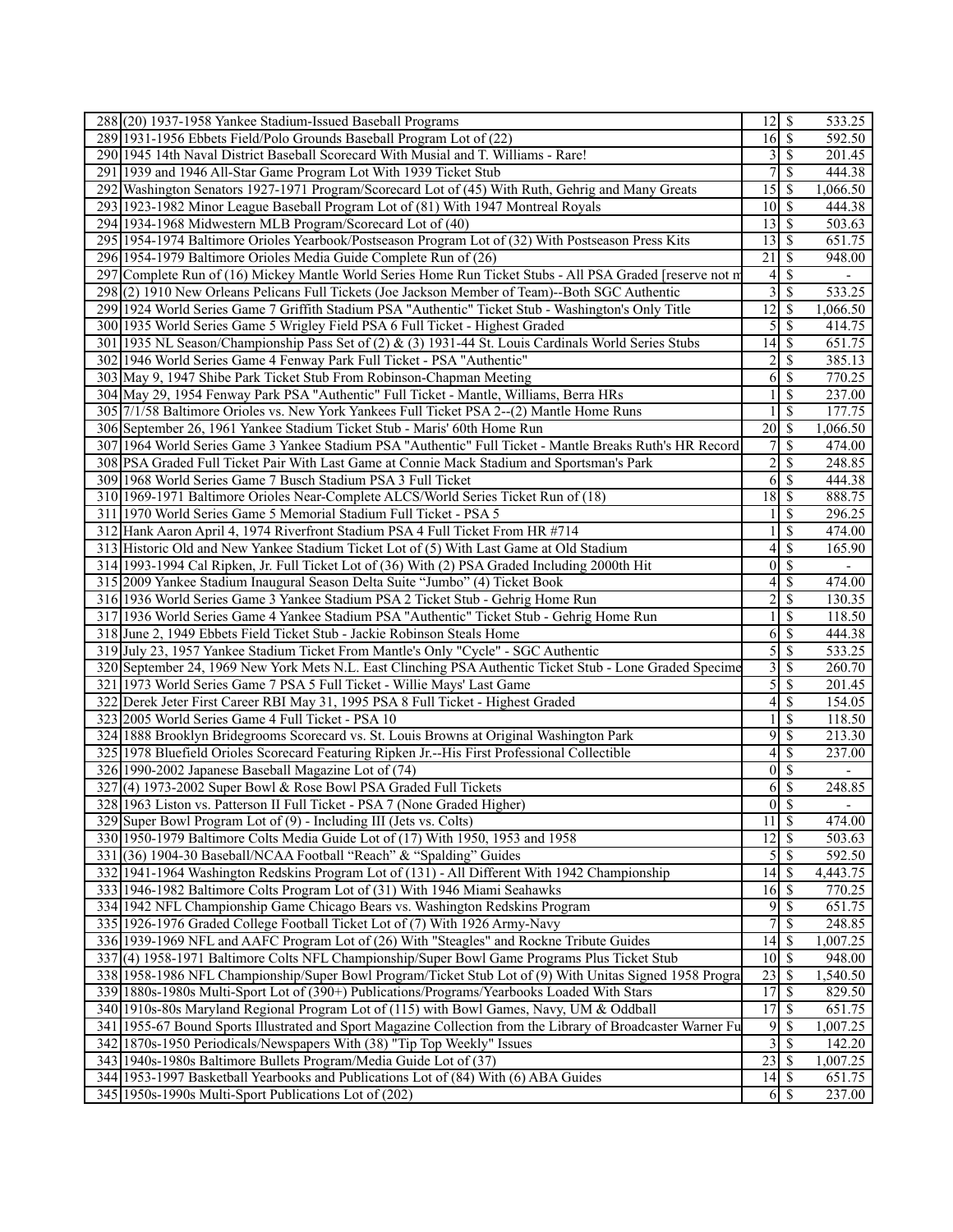| | | | | |
|---|---|---|---|---|
| 288 | (20) 1937-1958 Yankee Stadium-Issued Baseball Programs | 12 | $ | 533.25 |
| 289 | 1931-1956 Ebbets Field/Polo Grounds Baseball Program Lot of (22) | 16 | $ | 592.50 |
| 290 | 1945 14th Naval District Baseball Scorecard With Musial and T. Williams - Rare! | 3 | $ | 201.45 |
| 291 | 1939 and 1946 All-Star Game Program Lot With 1939 Ticket Stub | 7 | $ | 444.38 |
| 292 | Washington Senators 1927-1971 Program/Scorecard Lot of (45) With Ruth, Gehrig and Many Greats | 15 | $ | 1,066.50 |
| 293 | 1923-1982 Minor League Baseball Program Lot of (81) With 1947 Montreal Royals | 10 | $ | 444.38 |
| 294 | 1934-1968 Midwestern MLB Program/Scorecard Lot of (40) | 13 | $ | 503.63 |
| 295 | 1954-1974 Baltimore Orioles Yearbook/Postseason Program Lot of (32) With Postseason Press Kits | 13 | $ | 651.75 |
| 296 | 1954-1979 Baltimore Orioles Media Guide Complete Run of (26) | 21 | $ | 948.00 |
| 297 | Complete Run of (16) Mickey Mantle World Series Home Run Ticket Stubs - All PSA Graded [reserve not m | 4 | $ | - |
| 298 | (2) 1910 New Orleans Pelicans Full Tickets (Joe Jackson Member of Team)--Both SGC Authentic | 3 | $ | 533.25 |
| 299 | 1924 World Series Game 7 Griffith Stadium PSA "Authentic" Ticket Stub - Washington's Only Title | 12 | $ | 1,066.50 |
| 300 | 1935 World Series Game 5 Wrigley Field PSA 6 Full Ticket - Highest Graded | 5 | $ | 414.75 |
| 301 | 1935 NL Season/Championship Pass Set of (2) & (3) 1931-44 St. Louis Cardinals World Series Stubs | 14 | $ | 651.75 |
| 302 | 1946 World Series Game 4 Fenway Park Full Ticket - PSA "Authentic" | 2 | $ | 385.13 |
| 303 | May 9, 1947 Shibe Park Ticket Stub From Robinson-Chapman Meeting | 6 | $ | 770.25 |
| 304 | May 29, 1954 Fenway Park PSA "Authentic" Full Ticket - Mantle, Williams, Berra HRs | 1 | $ | 237.00 |
| 305 | 7/1/58 Baltimore Orioles vs. New York Yankees Full Ticket PSA 2--(2) Mantle Home Runs | 1 | $ | 177.75 |
| 306 | September 26, 1961 Yankee Stadium Ticket Stub - Maris' 60th Home Run | 20 | $ | 1,066.50 |
| 307 | 1964 World Series Game 3 Yankee Stadium PSA "Authentic" Full Ticket - Mantle Breaks Ruth's HR Record | 7 | $ | 474.00 |
| 308 | PSA Graded Full Ticket Pair With Last Game at Connie Mack Stadium and Sportsman's Park | 2 | $ | 248.85 |
| 309 | 1968 World Series Game 7 Busch Stadium PSA 3 Full Ticket | 6 | $ | 444.38 |
| 310 | 1969-1971 Baltimore Orioles Near-Complete ALCS/World Series Ticket Run of (18) | 18 | $ | 888.75 |
| 311 | 1970 World Series Game 5 Memorial Stadium Full Ticket - PSA 5 | 1 | $ | 296.25 |
| 312 | Hank Aaron April 4, 1974 Riverfront Stadium PSA 4 Full Ticket From HR #714 | 1 | $ | 474.00 |
| 313 | Historic Old and New Yankee Stadium Ticket Lot of (5) With Last Game at Old Stadium | 4 | $ | 165.90 |
| 314 | 1993-1994 Cal Ripken, Jr. Full Ticket Lot of (36) With (2) PSA Graded Including 2000th Hit | 0 | $ | - |
| 315 | 2009 Yankee Stadium Inaugural Season Delta Suite "Jumbo" (4) Ticket Book | 4 | $ | 474.00 |
| 316 | 1936 World Series Game 3 Yankee Stadium PSA 2 Ticket Stub - Gehrig Home Run | 2 | $ | 130.35 |
| 317 | 1936 World Series Game 4 Yankee Stadium PSA "Authentic" Ticket Stub - Gehrig Home Run | 1 | $ | 118.50 |
| 318 | June 2, 1949 Ebbets Field Ticket Stub - Jackie Robinson Steals Home | 6 | $ | 444.38 |
| 319 | July 23, 1957 Yankee Stadium Ticket From Mantle's Only "Cycle" - SGC Authentic | 5 | $ | 533.25 |
| 320 | September 24, 1969 New York Mets N.L. East Clinching PSA Authentic Ticket Stub - Lone Graded Specime | 3 | $ | 260.70 |
| 321 | 1973 World Series Game 7 PSA 5 Full Ticket - Willie Mays' Last Game | 5 | $ | 201.45 |
| 322 | Derek Jeter First Career RBI May 31, 1995 PSA 8 Full Ticket - Highest Graded | 4 | $ | 154.05 |
| 323 | 2005 World Series Game 4 Full Ticket - PSA 10 | 1 | $ | 118.50 |
| 324 | 1888 Brooklyn Bridegrooms Scorecard vs. St. Louis Browns at Original Washington Park | 9 | $ | 213.30 |
| 325 | 1978 Bluefield Orioles Scorecard Featuring Ripken Jr.--His First Professional Collectible | 4 | $ | 237.00 |
| 326 | 1990-2002 Japanese Baseball Magazine Lot of (74) | 0 | $ | - |
| 327 | (4) 1973-2002 Super Bowl & Rose Bowl PSA Graded Full Tickets | 6 | $ | 248.85 |
| 328 | 1963 Liston vs. Patterson II Full Ticket - PSA 7 (None Graded Higher) | 0 | $ | - |
| 329 | Super Bowl Program Lot of (9) - Including III (Jets vs. Colts) | 11 | $ | 474.00 |
| 330 | 1950-1979 Baltimore Colts Media Guide Lot of (17) With 1950, 1953 and 1958 | 12 | $ | 503.63 |
| 331 | (36) 1904-30 Baseball/NCAA Football "Reach" & "Spalding" Guides | 5 | $ | 592.50 |
| 332 | 1941-1964 Washington Redskins Program Lot of (131) - All Different With 1942 Championship | 14 | $ | 4,443.75 |
| 333 | 1946-1982 Baltimore Colts Program Lot of (31) With 1946 Miami Seahawks | 16 | $ | 770.25 |
| 334 | 1942 NFL Championship Game Chicago Bears vs. Washington Redskins Program | 9 | $ | 651.75 |
| 335 | 1926-1976 Graded College Football Ticket Lot of (7) With 1926 Army-Navy | 7 | $ | 248.85 |
| 336 | 1939-1969 NFL and AAFC Program Lot of (26) With "Steagles" and Rockne Tribute Guides | 14 | $ | 1,007.25 |
| 337 | (4) 1958-1971 Baltimore Colts NFL Championship/Super Bowl Game Programs Plus Ticket Stub | 10 | $ | 948.00 |
| 338 | 1958-1986 NFL Championship/Super Bowl Program/Ticket Stub Lot of (9) With Unitas Signed 1958 Progra | 23 | $ | 1,540.50 |
| 339 | 1880s-1980s Multi-Sport Lot of (390+) Publications/Programs/Yearbooks Loaded With Stars | 17 | $ | 829.50 |
| 340 | 1910s-80s Maryland Regional Program Lot of (115) with Bowl Games, Navy, UM & Oddball | 17 | $ | 651.75 |
| 341 | 1955-67 Bound Sports Illustrated and Sport Magazine Collection from the Library of Broadcaster Warner Fu | 9 | $ | 1,007.25 |
| 342 | 1870s-1950 Periodicals/Newspapers With (38) "Tip Top Weekly" Issues | 3 | $ | 142.20 |
| 343 | 1940s-1980s Baltimore Bullets Program/Media Guide Lot of (37) | 23 | $ | 1,007.25 |
| 344 | 1953-1997 Basketball Yearbooks and Publications Lot of (84) With (6) ABA Guides | 14 | $ | 651.75 |
| 345 | 1950s-1990s Multi-Sport Publications Lot of (202) | 6 | $ | 237.00 |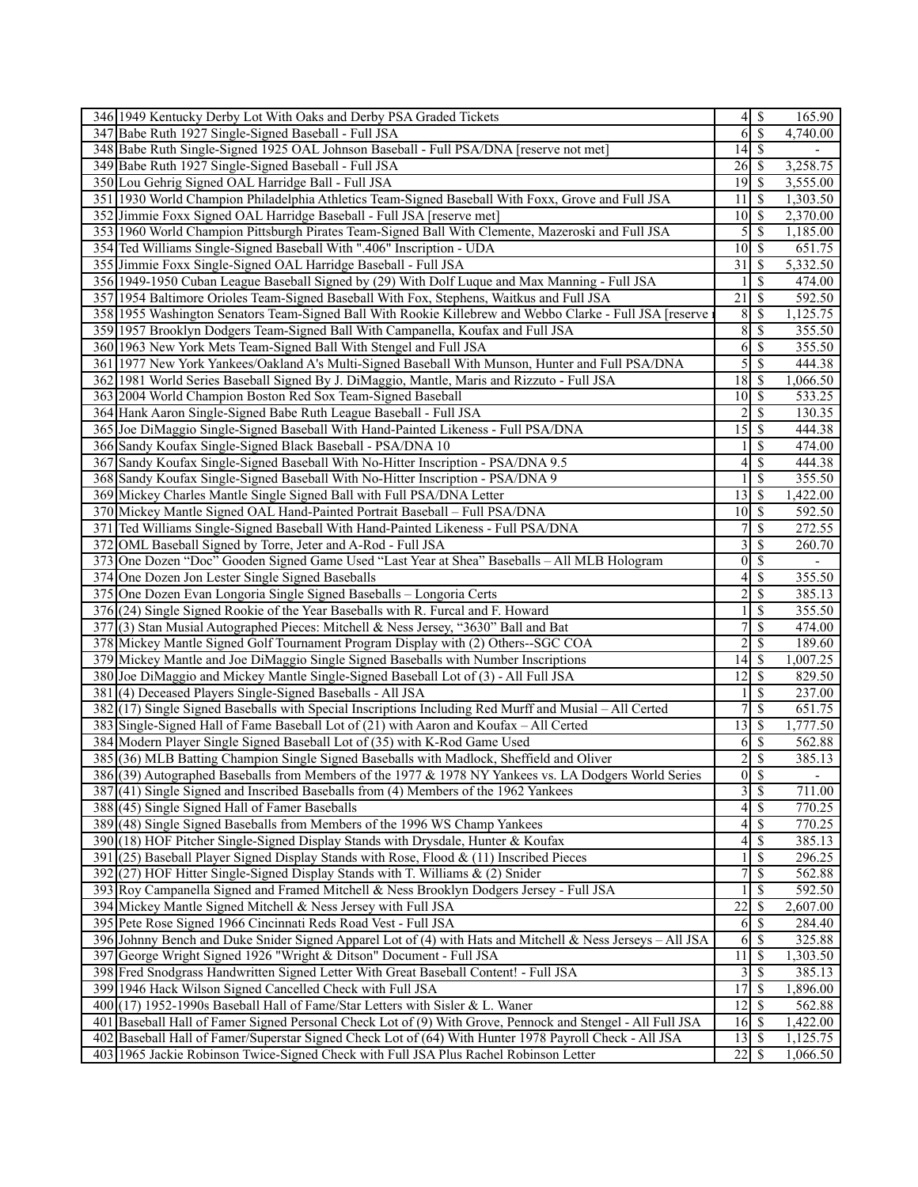| | | | | |
|---|---|---|---|---|
| 346 | 1949 Kentucky Derby Lot With Oaks and Derby PSA Graded Tickets | 4 | $ | 165.90 |
| 347 | Babe Ruth 1927 Single-Signed Baseball - Full JSA | 6 | $ | 4,740.00 |
| 348 | Babe Ruth Single-Signed 1925 OAL Johnson Baseball - Full PSA/DNA [reserve not met] | 14 | $ | - |
| 349 | Babe Ruth 1927 Single-Signed Baseball - Full JSA | 26 | $ | 3,258.75 |
| 350 | Lou Gehrig Signed OAL Harridge Ball - Full JSA | 19 | $ | 3,555.00 |
| 351 | 1930 World Champion Philadelphia Athletics Team-Signed Baseball With Foxx, Grove and Full JSA | 11 | $ | 1,303.50 |
| 352 | Jimmie Foxx Signed OAL Harridge Baseball - Full JSA [reserve met] | 10 | $ | 2,370.00 |
| 353 | 1960 World Champion Pittsburgh Pirates Team-Signed Ball With Clemente, Mazeroski and Full JSA | 5 | $ | 1,185.00 |
| 354 | Ted Williams Single-Signed Baseball With ".406" Inscription - UDA | 10 | $ | 651.75 |
| 355 | Jimmie Foxx Single-Signed OAL Harridge Baseball - Full JSA | 31 | $ | 5,332.50 |
| 356 | 1949-1950 Cuban League Baseball Signed by (29) With Dolf Luque and Max Manning - Full JSA | 1 | $ | 474.00 |
| 357 | 1954 Baltimore Orioles Team-Signed Baseball With Fox, Stephens, Waitkus and Full JSA | 21 | $ | 592.50 |
| 358 | 1955 Washington Senators Team-Signed Ball With Rookie Killebrew and Webbo Clarke - Full JSA [reserve | 8 | $ | 1,125.75 |
| 359 | 1957 Brooklyn Dodgers Team-Signed Ball With Campanella, Koufax and Full JSA | 8 | $ | 355.50 |
| 360 | 1963 New York Mets Team-Signed Ball With Stengel and Full JSA | 6 | $ | 355.50 |
| 361 | 1977 New York Yankees/Oakland A's Multi-Signed Baseball With Munson, Hunter and Full PSA/DNA | 5 | $ | 444.38 |
| 362 | 1981 World Series Baseball Signed By J. DiMaggio, Mantle, Maris and Rizzuto - Full JSA | 18 | $ | 1,066.50 |
| 363 | 2004 World Champion Boston Red Sox Team-Signed Baseball | 10 | $ | 533.25 |
| 364 | Hank Aaron Single-Signed Babe Ruth League Baseball - Full JSA | 2 | $ | 130.35 |
| 365 | Joe DiMaggio Single-Signed Baseball With Hand-Painted Likeness - Full PSA/DNA | 15 | $ | 444.38 |
| 366 | Sandy Koufax Single-Signed Black Baseball - PSA/DNA 10 | 1 | $ | 474.00 |
| 367 | Sandy Koufax Single-Signed Baseball With No-Hitter Inscription - PSA/DNA 9.5 | 4 | $ | 444.38 |
| 368 | Sandy Koufax Single-Signed Baseball With No-Hitter Inscription - PSA/DNA 9 | 1 | $ | 355.50 |
| 369 | Mickey Charles Mantle Single Signed Ball with Full PSA/DNA Letter | 13 | $ | 1,422.00 |
| 370 | Mickey Mantle Signed OAL Hand-Painted Portrait Baseball – Full PSA/DNA | 10 | $ | 592.50 |
| 371 | Ted Williams Single-Signed Baseball With Hand-Painted Likeness - Full PSA/DNA | 7 | $ | 272.55 |
| 372 | OML Baseball Signed by Torre, Jeter and A-Rod - Full JSA | 3 | $ | 260.70 |
| 373 | One Dozen "Doc" Gooden Signed Game Used "Last Year at Shea" Baseballs – All MLB Hologram | 0 | $ | - |
| 374 | One Dozen Jon Lester Single Signed Baseballs | 4 | $ | 355.50 |
| 375 | One Dozen Evan Longoria Single Signed Baseballs – Longoria Certs | 2 | $ | 385.13 |
| 376 | (24) Single Signed Rookie of the Year Baseballs with R. Furcal and F. Howard | 1 | $ | 355.50 |
| 377 | (3) Stan Musial Autographed Pieces: Mitchell & Ness Jersey, "3630" Ball and Bat | 7 | $ | 474.00 |
| 378 | Mickey Mantle Signed Golf Tournament Program Display with (2) Others--SGC COA | 2 | $ | 189.60 |
| 379 | Mickey Mantle and Joe DiMaggio Single Signed Baseballs with Number Inscriptions | 14 | $ | 1,007.25 |
| 380 | Joe DiMaggio and Mickey Mantle Single-Signed Baseball Lot of (3) - All Full JSA | 12 | $ | 829.50 |
| 381 | (4) Deceased Players Single-Signed Baseballs - All JSA | 1 | $ | 237.00 |
| 382 | (17) Single Signed Baseballs with Special Inscriptions Including Red Murff and Musial – All Certed | 7 | $ | 651.75 |
| 383 | Single-Signed Hall of Fame Baseball Lot of (21) with Aaron and Koufax – All Certed | 13 | $ | 1,777.50 |
| 384 | Modern Player Single Signed Baseball Lot of (35) with K-Rod Game Used | 6 | $ | 562.88 |
| 385 | (36) MLB Batting Champion Single Signed Baseballs with Madlock, Sheffield and Oliver | 2 | $ | 385.13 |
| 386 | (39) Autographed Baseballs from Members of the 1977 & 1978 NY Yankees vs. LA Dodgers World Series | 0 | $ | - |
| 387 | (41) Single Signed and Inscribed Baseballs from (4) Members of the 1962 Yankees | 3 | $ | 711.00 |
| 388 | (45) Single Signed Hall of Famer Baseballs | 4 | $ | 770.25 |
| 389 | (48) Single Signed Baseballs from Members of the 1996 WS Champ Yankees | 4 | $ | 770.25 |
| 390 | (18) HOF Pitcher Single-Signed Display Stands with Drysdale, Hunter & Koufax | 4 | $ | 385.13 |
| 391 | (25) Baseball Player Signed Display Stands with Rose, Flood & (11) Inscribed Pieces | 1 | $ | 296.25 |
| 392 | (27) HOF Hitter Single-Signed Display Stands with T. Williams & (2) Snider | 7 | $ | 562.88 |
| 393 | Roy Campanella Signed and Framed Mitchell & Ness Brooklyn Dodgers Jersey - Full JSA | 1 | $ | 592.50 |
| 394 | Mickey Mantle Signed Mitchell & Ness Jersey with Full JSA | 22 | $ | 2,607.00 |
| 395 | Pete Rose Signed 1966 Cincinnati Reds Road Vest - Full JSA | 6 | $ | 284.40 |
| 396 | Johnny Bench and Duke Snider Signed Apparel Lot of (4) with Hats and Mitchell & Ness Jerseys – All JSA | 6 | $ | 325.88 |
| 397 | George Wright Signed 1926 "Wright & Ditson" Document - Full JSA | 11 | $ | 1,303.50 |
| 398 | Fred Snodgrass Handwritten Signed Letter With Great Baseball Content! - Full JSA | 3 | $ | 385.13 |
| 399 | 1946 Hack Wilson Signed Cancelled Check with Full JSA | 17 | $ | 1,896.00 |
| 400 | (17) 1952-1990s Baseball Hall of Fame/Star Letters with Sisler & L. Waner | 12 | $ | 562.88 |
| 401 | Baseball Hall of Famer Signed Personal Check Lot of (9) With Grove, Pennock and Stengel - All Full JSA | 16 | $ | 1,422.00 |
| 402 | Baseball Hall of Famer/Superstar Signed Check Lot of (64) With Hunter 1978 Payroll Check - All JSA | 13 | $ | 1,125.75 |
| 403 | 1965 Jackie Robinson Twice-Signed Check with Full JSA Plus Rachel Robinson Letter | 22 | $ | 1,066.50 |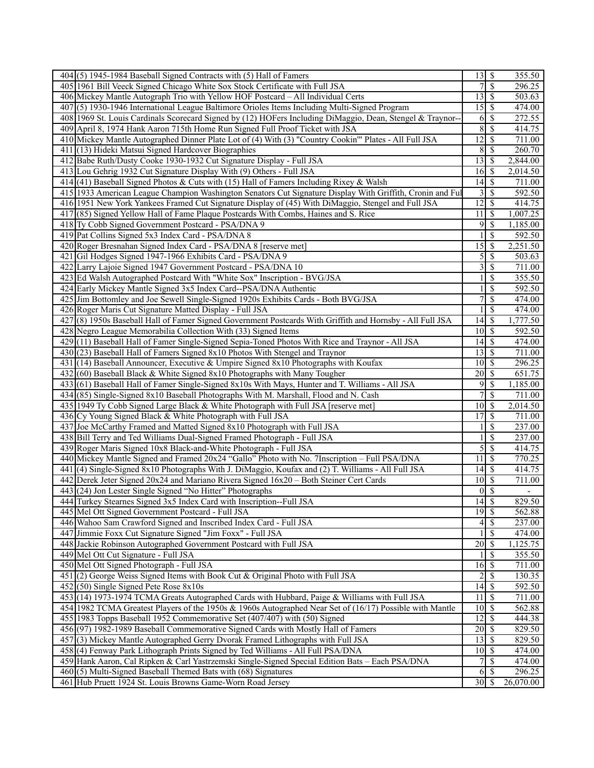| | | | | |
|---|---|---|---|---|
| 404 | (5) 1945-1984 Baseball Signed Contracts with (5) Hall of Famers | 13 | $ | 355.50 |
| 405 | 1961 Bill Veeck Signed Chicago White Sox Stock Certificate with Full JSA | 7 | $ | 296.25 |
| 406 | Mickey Mantle Autograph Trio with Yellow HOF Postcard – All Individual Certs | 13 | $ | 503.63 |
| 407 | (5) 1930-1946 International League Baltimore Orioles Items Including Multi-Signed Program | 15 | $ | 474.00 |
| 408 | 1969 St. Louis Cardinals Scorecard Signed by (12) HOFers Including DiMaggio, Dean, Stengel & Traynor-- | 6 | $ | 272.55 |
| 409 | April 8, 1974 Hank Aaron 715th Home Run Signed Full Proof Ticket with JSA | 8 | $ | 414.75 |
| 410 | Mickey Mantle Autographed Dinner Plate Lot of (4) With (3) "Country Cookin'" Plates - All Full JSA | 12 | $ | 711.00 |
| 411 | (13) Hideki Matsui Signed Hardcover Biographies | 8 | $ | 260.70 |
| 412 | Babe Ruth/Dusty Cooke 1930-1932 Cut Signature Display - Full JSA | 13 | $ | 2,844.00 |
| 413 | Lou Gehrig 1932 Cut Signature Display With (9) Others - Full JSA | 16 | $ | 2,014.50 |
| 414 | (41) Baseball Signed Photos & Cuts with (15) Hall of Famers Including Rixey & Walsh | 14 | $ | 711.00 |
| 415 | 1933 American League Champion Washington Senators Cut Signature Display With Griffith, Cronin and Ful | 3 | $ | 592.50 |
| 416 | 1951 New York Yankees Framed Cut Signature Display of (45) With DiMaggio, Stengel and Full JSA | 12 | $ | 414.75 |
| 417 | (85) Signed Yellow Hall of Fame Plaque Postcards With Combs, Haines and S. Rice | 11 | $ | 1,007.25 |
| 418 | Ty Cobb Signed Government Postcard - PSA/DNA 9 | 9 | $ | 1,185.00 |
| 419 | Pat Collins Signed 5x3 Index Card - PSA/DNA 8 | 1 | $ | 592.50 |
| 420 | Roger Bresnahan Signed Index Card - PSA/DNA 8 [reserve met] | 15 | $ | 2,251.50 |
| 421 | Gil Hodges Signed 1947-1966 Exhibits Card - PSA/DNA 9 | 5 | $ | 503.63 |
| 422 | Larry Lajoie Signed 1947 Government Postcard - PSA/DNA 10 | 3 | $ | 711.00 |
| 423 | Ed Walsh Autographed Postcard With "White Sox" Inscription - BVG/JSA | 1 | $ | 355.50 |
| 424 | Early Mickey Mantle Signed 3x5 Index Card--PSA/DNA Authentic | 1 | $ | 592.50 |
| 425 | Jim Bottomley and Joe Sewell Single-Signed 1920s Exhibits Cards - Both BVG/JSA | 7 | $ | 474.00 |
| 426 | Roger Maris Cut Signature Matted Display - Full JSA | 1 | $ | 474.00 |
| 427 | (8) 1950s Baseball Hall of Famer Signed Government Postcards With Griffith and Hornsby - All Full JSA | 14 | $ | 1,777.50 |
| 428 | Negro League Memorabilia Collection With (33) Signed Items | 10 | $ | 592.50 |
| 429 | (11) Baseball Hall of Famer Single-Signed Sepia-Toned Photos With Rice and Traynor - All JSA | 14 | $ | 474.00 |
| 430 | (23) Baseball Hall of Famers Signed 8x10 Photos With Stengel and Traynor | 13 | $ | 711.00 |
| 431 | (14) Baseball Announcer, Executive & Umpire Signed 8x10 Photographs with Koufax | 10 | $ | 296.25 |
| 432 | (60) Baseball Black & White Signed 8x10 Photographs with Many Tougher | 20 | $ | 651.75 |
| 433 | (61) Baseball Hall of Famer Single-Signed 8x10s With Mays, Hunter and T. Williams - All JSA | 9 | $ | 1,185.00 |
| 434 | (85) Single-Signed 8x10 Baseball Photographs With M. Marshall, Flood and N. Cash | 7 | $ | 711.00 |
| 435 | 1949 Ty Cobb Signed Large Black & White Photograph with Full JSA [reserve met] | 10 | $ | 2,014.50 |
| 436 | Cy Young Signed Black & White Photograph with Full JSA | 17 | $ | 711.00 |
| 437 | Joe McCarthy Framed and Matted Signed 8x10 Photograph with Full JSA | 1 | $ | 237.00 |
| 438 | Bill Terry and Ted Williams Dual-Signed Framed Photograph - Full JSA | 1 | $ | 237.00 |
| 439 | Roger Maris Signed 10x8 Black-and-White Photograph - Full JSA | 5 | $ | 414.75 |
| 440 | Mickey Mantle Signed and Framed 20x24 "Gallo" Photo with No. 7Inscription – Full PSA/DNA | 11 | $ | 770.25 |
| 441 | (4) Single-Signed 8x10 Photographs With J. DiMaggio, Koufax and (2) T. Williams - All Full JSA | 14 | $ | 414.75 |
| 442 | Derek Jeter Signed 20x24 and Mariano Rivera Signed 16x20 – Both Steiner Cert Cards | 10 | $ | 711.00 |
| 443 | (24) Jon Lester Single Signed "No Hitter" Photographs | 0 | $ | - |
| 444 | Turkey Stearnes Signed 3x5 Index Card with Inscription--Full JSA | 14 | $ | 829.50 |
| 445 | Mel Ott Signed Government Postcard - Full JSA | 19 | $ | 562.88 |
| 446 | Wahoo Sam Crawford Signed and Inscribed Index Card - Full JSA | 4 | $ | 237.00 |
| 447 | Jimmie Foxx Cut Signature Signed "Jim Foxx" - Full JSA | 1 | $ | 474.00 |
| 448 | Jackie Robinson Autographed Government Postcard with Full JSA | 20 | $ | 1,125.75 |
| 449 | Mel Ott Cut Signature - Full JSA | 1 | $ | 355.50 |
| 450 | Mel Ott Signed Photograph - Full JSA | 16 | $ | 711.00 |
| 451 | (2) George Weiss Signed Items with Book Cut & Original Photo with Full JSA | 2 | $ | 130.35 |
| 452 | (50) Single Signed Pete Rose 8x10s | 14 | $ | 592.50 |
| 453 | (14) 1973-1974 TCMA Greats Autographed Cards with Hubbard, Paige & Williams with Full JSA | 11 | $ | 711.00 |
| 454 | 1982 TCMA Greatest Players of the 1950s & 1960s Autographed Near Set of (16/17) Possible with Mantle | 10 | $ | 562.88 |
| 455 | 1983 Topps Baseball 1952 Commemorative Set (407/407) with (50) Signed | 12 | $ | 444.38 |
| 456 | (97) 1982-1989 Baseball Commemorative Signed Cards with Mostly Hall of Famers | 20 | $ | 829.50 |
| 457 | (3) Mickey Mantle Autographed Gerry Dvorak Framed Lithographs with Full JSA | 13 | $ | 829.50 |
| 458 | (4) Fenway Park Lithograph Prints Signed by Ted Williams - All Full PSA/DNA | 10 | $ | 474.00 |
| 459 | Hank Aaron, Cal Ripken & Carl Yastrzemski Single-Signed Special Edition Bats – Each PSA/DNA | 7 | $ | 474.00 |
| 460 | (5) Multi-Signed Baseball Themed Bats with (68) Signatures | 6 | $ | 296.25 |
| 461 | Hub Pruett 1924 St. Louis Browns Game-Worn Road Jersey | 30 | $ | 26,070.00 |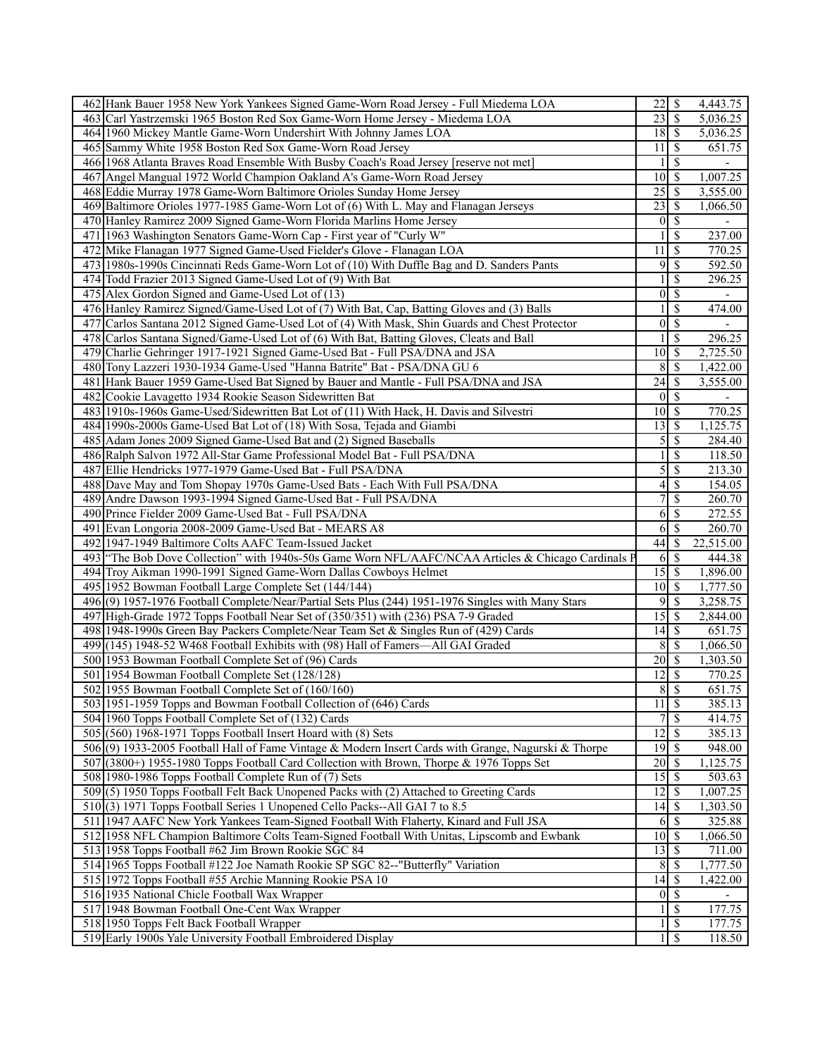| | | | | |
|---|---|---|---|---|
| 462 | Hank Bauer 1958 New York Yankees Signed Game-Worn Road Jersey - Full Miedema LOA | 22 | $ | 4,443.75 |
| 463 | Carl Yastrzemski 1965 Boston Red Sox Game-Worn Home Jersey - Miedema LOA | 23 | $ | 5,036.25 |
| 464 | 1960 Mickey Mantle Game-Worn Undershirt With Johnny James LOA | 18 | $ | 5,036.25 |
| 465 | Sammy White 1958 Boston Red Sox Game-Worn Road Jersey | 11 | $ | 651.75 |
| 466 | 1968 Atlanta Braves Road Ensemble With Busby Coach's Road Jersey [reserve not met] | 1 | $ | - |
| 467 | Angel Mangual 1972 World Champion Oakland A's Game-Worn Road Jersey | 10 | $ | 1,007.25 |
| 468 | Eddie Murray 1978 Game-Worn Baltimore Orioles Sunday Home Jersey | 25 | $ | 3,555.00 |
| 469 | Baltimore Orioles 1977-1985 Game-Worn Lot of (6) With L. May and Flanagan Jerseys | 23 | $ | 1,066.50 |
| 470 | Hanley Ramirez 2009 Signed Game-Worn Florida Marlins Home Jersey | 0 | $ | - |
| 471 | 1963 Washington Senators Game-Worn Cap - First year of "Curly W" | 1 | $ | 237.00 |
| 472 | Mike Flanagan 1977 Signed Game-Used Fielder's Glove - Flanagan LOA | 11 | $ | 770.25 |
| 473 | 1980s-1990s Cincinnati Reds Game-Worn Lot of (10) With Duffle Bag and D. Sanders Pants | 9 | $ | 592.50 |
| 474 | Todd Frazier 2013 Signed Game-Used Lot of (9) With Bat | 1 | $ | 296.25 |
| 475 | Alex Gordon Signed and Game-Used Lot of (13) | 0 | $ | - |
| 476 | Hanley Ramirez Signed/Game-Used Lot of (7) With Bat, Cap, Batting Gloves and (3) Balls | 1 | $ | 474.00 |
| 477 | Carlos Santana 2012 Signed Game-Used Lot of (4) With Mask, Shin Guards and Chest Protector | 0 | $ | - |
| 478 | Carlos Santana Signed/Game-Used Lot of (6) With Bat, Batting Gloves, Cleats and Ball | 1 | $ | 296.25 |
| 479 | Charlie Gehringer 1917-1921 Signed Game-Used Bat - Full PSA/DNA and JSA | 10 | $ | 2,725.50 |
| 480 | Tony Lazzeri 1930-1934 Game-Used "Hanna Batrite" Bat - PSA/DNA GU 6 | 8 | $ | 1,422.00 |
| 481 | Hank Bauer 1959 Game-Used Bat Signed by Bauer and Mantle - Full PSA/DNA and JSA | 24 | $ | 3,555.00 |
| 482 | Cookie Lavagetto 1934 Rookie Season Sidewritten Bat | 0 | $ | - |
| 483 | 1910s-1960s Game-Used/Sidewritten Bat Lot of (11) With Hack, H. Davis and Silvestri | 10 | $ | 770.25 |
| 484 | 1990s-2000s Game-Used Bat Lot of (18) With Sosa, Tejada and Giambi | 13 | $ | 1,125.75 |
| 485 | Adam Jones 2009 Signed Game-Used Bat and (2) Signed Baseballs | 5 | $ | 284.40 |
| 486 | Ralph Salvon 1972 All-Star Game Professional Model Bat - Full PSA/DNA | 1 | $ | 118.50 |
| 487 | Ellie Hendricks 1977-1979 Game-Used Bat - Full PSA/DNA | 5 | $ | 213.30 |
| 488 | Dave May and Tom Shopay 1970s Game-Used Bats - Each With Full PSA/DNA | 4 | $ | 154.05 |
| 489 | Andre Dawson 1993-1994 Signed Game-Used Bat - Full PSA/DNA | 7 | $ | 260.70 |
| 490 | Prince Fielder 2009 Game-Used Bat - Full PSA/DNA | 6 | $ | 272.55 |
| 491 | Evan Longoria 2008-2009 Game-Used Bat - MEARS A8 | 6 | $ | 260.70 |
| 492 | 1947-1949 Baltimore Colts AAFC Team-Issued Jacket | 44 | $ | 22,515.00 |
| 493 | "The Bob Dove Collection" with 1940s-50s Game Worn NFL/AAFC/NCAA Articles & Chicago Cardinals P | 6 | $ | 444.38 |
| 494 | Troy Aikman 1990-1991 Signed Game-Worn Dallas Cowboys Helmet | 15 | $ | 1,896.00 |
| 495 | 1952 Bowman Football Large Complete Set (144/144) | 10 | $ | 1,777.50 |
| 496 | (9) 1957-1976 Football Complete/Near/Partial Sets Plus (244) 1951-1976 Singles with Many Stars | 9 | $ | 3,258.75 |
| 497 | High-Grade 1972 Topps Football Near Set of (350/351) with (236) PSA 7-9 Graded | 15 | $ | 2,844.00 |
| 498 | 1948-1990s Green Bay Packers Complete/Near Team Set & Singles Run of (429) Cards | 14 | $ | 651.75 |
| 499 | (145) 1948-52 W468 Football Exhibits with (98) Hall of Famers—All GAI Graded | 8 | $ | 1,066.50 |
| 500 | 1953 Bowman Football Complete Set of (96) Cards | 20 | $ | 1,303.50 |
| 501 | 1954 Bowman Football Complete Set (128/128) | 12 | $ | 770.25 |
| 502 | 1955 Bowman Football Complete Set of (160/160) | 8 | $ | 651.75 |
| 503 | 1951-1959 Topps and Bowman Football Collection of (646) Cards | 11 | $ | 385.13 |
| 504 | 1960 Topps Football Complete Set of (132) Cards | 7 | $ | 414.75 |
| 505 | (560) 1968-1971 Topps Football Insert Hoard with (8) Sets | 12 | $ | 385.13 |
| 506 | (9) 1933-2005 Football Hall of Fame Vintage & Modern Insert Cards with Grange, Nagurski & Thorpe | 19 | $ | 948.00 |
| 507 | (3800+) 1955-1980 Topps Football Card Collection with Brown, Thorpe & 1976 Topps Set | 20 | $ | 1,125.75 |
| 508 | 1980-1986 Topps Football Complete Run of (7) Sets | 15 | $ | 503.63 |
| 509 | (5) 1950 Topps Football Felt Back Unopened Packs with (2) Attached to Greeting Cards | 12 | $ | 1,007.25 |
| 510 | (3) 1971 Topps Football Series 1 Unopened Cello Packs--All GAI 7 to 8.5 | 14 | $ | 1,303.50 |
| 511 | 1947 AAFC New York Yankees Team-Signed Football With Flaherty, Kinard and Full JSA | 6 | $ | 325.88 |
| 512 | 1958 NFL Champion Baltimore Colts Team-Signed Football With Unitas, Lipscomb and Ewbank | 10 | $ | 1,066.50 |
| 513 | 1958 Topps Football #62 Jim Brown Rookie SGC 84 | 13 | $ | 711.00 |
| 514 | 1965 Topps Football #122 Joe Namath Rookie SP SGC 82--"Butterfly" Variation | 8 | $ | 1,777.50 |
| 515 | 1972 Topps Football #55 Archie Manning Rookie PSA 10 | 14 | $ | 1,422.00 |
| 516 | 1935 National Chicle Football Wax Wrapper | 0 | $ | - |
| 517 | 1948 Bowman Football One-Cent Wax Wrapper | 1 | $ | 177.75 |
| 518 | 1950 Topps Felt Back Football Wrapper | 1 | $ | 177.75 |
| 519 | Early 1900s Yale University Football Embroidered Display | 1 | $ | 118.50 |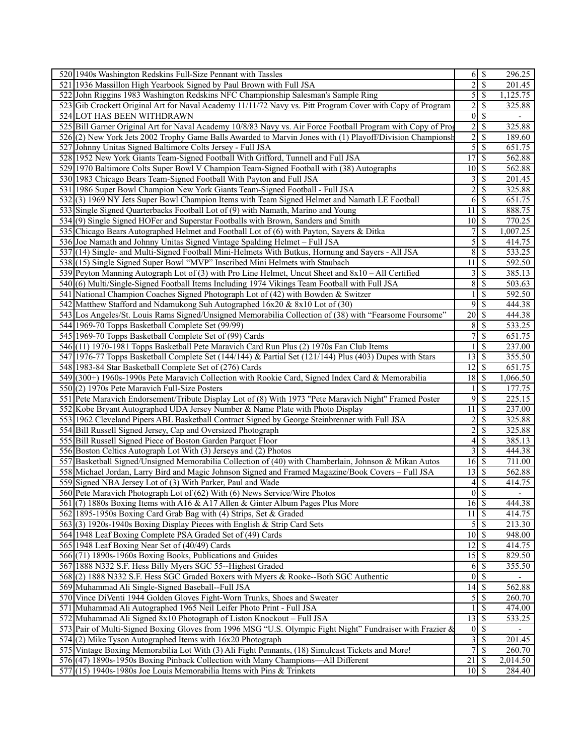| | | | | |
|---|---|---|---|---|
| 520 | 1940s Washington Redskins Full-Size Pennant with Tassles | 6 | $ | 296.25 |
| 521 | 1936 Massillon High Yearbook Signed by Paul Brown with Full JSA | 2 | $ | 201.45 |
| 522 | John Riggins 1983 Washington Redskins NFC Championship Salesman's Sample Ring | 5 | $ | 1,125.75 |
| 523 | Gib Crockett Original Art for Naval Academy 11/11/72 Navy vs. Pitt Program Cover with Copy of Program | 2 | $ | 325.88 |
| 524 | LOT HAS BEEN WITHDRAWN | 0 | $ | - |
| 525 | Bill Garner Original Art for Naval Academy 10/8/83 Navy vs. Air Force Football Program with Copy of Prog | 2 | $ | 325.88 |
| 526 | (2) New York Jets 2002 Trophy Game Balls Awarded to Marvin Jones with (1) Playoff/Division Championsh | 2 | $ | 189.60 |
| 527 | Johnny Unitas Signed Baltimore Colts Jersey - Full JSA | 5 | $ | 651.75 |
| 528 | 1952 New York Giants Team-Signed Football With Gifford, Tunnell and Full JSA | 17 | $ | 562.88 |
| 529 | 1970 Baltimore Colts Super Bowl V Champion Team-Signed Football with (38) Autographs | 10 | $ | 562.88 |
| 530 | 1983 Chicago Bears Team-Signed Football With Payton and Full JSA | 3 | $ | 201.45 |
| 531 | 1986 Super Bowl Champion New York Giants Team-Signed Football - Full JSA | 2 | $ | 325.88 |
| 532 | (3) 1969 NY Jets Super Bowl Champion Items with Team Signed Helmet and Namath LE Football | 6 | $ | 651.75 |
| 533 | Single Signed Quarterbacks Football Lot of (9) with Namath, Marino and Young | 11 | $ | 888.75 |
| 534 | (9) Single Signed HOFer and Superstar Footballs with Brown, Sanders and Smith | 10 | $ | 770.25 |
| 535 | Chicago Bears Autographed Helmet and Football Lot of (6) with Payton, Sayers & Ditka | 7 | $ | 1,007.25 |
| 536 | Joe Namath and Johnny Unitas Signed Vintage Spalding Helmet – Full JSA | 5 | $ | 414.75 |
| 537 | (14) Single- and Multi-Signed Football Mini-Helmets With Butkus, Hornung and Sayers - All JSA | 8 | $ | 533.25 |
| 538 | (15) Single Signed Super Bowl "MVP" Inscribed Mini Helmets with Staubach | 11 | $ | 592.50 |
| 539 | Peyton Manning Autograph Lot of (3) with Pro Line Helmet, Uncut Sheet and 8x10 – All Certified | 3 | $ | 385.13 |
| 540 | (6) Multi/Single-Signed Football Items Including 1974 Vikings Team Football with Full JSA | 8 | $ | 503.63 |
| 541 | National Champion Coaches Signed Photograph Lot of (42) with Bowden & Switzer | 1 | $ | 592.50 |
| 542 | Matthew Stafford and Ndamukong Suh Autographed 16x20 & 8x10 Lot of (30) | 9 | $ | 444.38 |
| 543 | Los Angeles/St. Louis Rams Signed/Unsigned Memorabilia Collection of (38) with "Fearsome Foursome" | 20 | $ | 444.38 |
| 544 | 1969-70 Topps Basketball Complete Set (99/99) | 8 | $ | 533.25 |
| 545 | 1969-70 Topps Basketball Complete Set of (99) Cards | 7 | $ | 651.75 |
| 546 | (11) 1970-1981 Topps Basketball Pete Maravich Card Run Plus (2) 1970s Fan Club Items | 1 | $ | 237.00 |
| 547 | 1976-77 Topps Basketball Complete Set (144/144) & Partial Set (121/144) Plus (403) Dupes with Stars | 13 | $ | 355.50 |
| 548 | 1983-84 Star Basketball Complete Set of (276) Cards | 12 | $ | 651.75 |
| 549 | (300+) 1960s-1990s Pete Maravich Collection with Rookie Card, Signed Index Card & Memorabilia | 18 | $ | 1,066.50 |
| 550 | (2) 1970s Pete Maravich Full-Size Posters | 1 | $ | 177.75 |
| 551 | Pete Maravich Endorsement/Tribute Display Lot of (8) With 1973 "Pete Maravich Night" Framed Poster | 9 | $ | 225.15 |
| 552 | Kobe Bryant Autographed UDA Jersey Number & Name Plate with Photo Display | 11 | $ | 237.00 |
| 553 | 1962 Cleveland Pipers ABL Basketball Contract Signed by George Steinbrenner with Full JSA | 2 | $ | 325.88 |
| 554 | Bill Russell Signed Jersey, Cap and Oversized Photograph | 2 | $ | 325.88 |
| 555 | Bill Russell Signed Piece of Boston Garden Parquet Floor | 4 | $ | 385.13 |
| 556 | Boston Celtics Autograph Lot With (3) Jerseys and (2) Photos | 3 | $ | 444.38 |
| 557 | Basketball Signed/Unsigned Memorabilia Collection of (40) with Chamberlain, Johnson & Mikan Autos | 16 | $ | 711.00 |
| 558 | Michael Jordan, Larry Bird and Magic Johnson Signed and Framed Magazine/Book Covers – Full JSA | 13 | $ | 562.88 |
| 559 | Signed NBA Jersey Lot of (3) With Parker, Paul and Wade | 4 | $ | 414.75 |
| 560 | Pete Maravich Photograph Lot of (62) With (6) News Service/Wire Photos | 0 | $ | - |
| 561 | (7) 1880s Boxing Items with A16 & A17 Allen & Ginter Album Pages Plus More | 16 | $ | 444.38 |
| 562 | 1895-1950s Boxing Card Grab Bag with (4) Strips, Set & Graded | 11 | $ | 414.75 |
| 563 | (3) 1920s-1940s Boxing Display Pieces with English & Strip Card Sets | 5 | $ | 213.30 |
| 564 | 1948 Leaf Boxing Complete PSA Graded Set of (49) Cards | 10 | $ | 948.00 |
| 565 | 1948 Leaf Boxing Near Set of (40/49) Cards | 12 | $ | 414.75 |
| 566 | (71) 1890s-1960s Boxing Books, Publications and Guides | 15 | $ | 829.50 |
| 567 | 1888 N332 S.F. Hess Billy Myers SGC 55--Highest Graded | 6 | $ | 355.50 |
| 568 | (2) 1888 N332 S.F. Hess SGC Graded Boxers with Myers & Rooke--Both SGC Authentic | 0 | $ | - |
| 569 | Muhammad Ali Single-Signed Baseball--Full JSA | 14 | $ | 562.88 |
| 570 | Vince DiVenti 1944 Golden Gloves Fight-Worn Trunks, Shoes and Sweater | 5 | $ | 260.70 |
| 571 | Muhammad Ali Autographed 1965 Neil Leifer Photo Print - Full JSA | 1 | $ | 474.00 |
| 572 | Muhammad Ali Signed 8x10 Photograph of Liston Knockout – Full JSA | 13 | $ | 533.25 |
| 573 | Pair of Multi-Signed Boxing Gloves from 1996 MSG "U.S. Olympic Fight Night" Fundraiser with Frazier & | 0 | $ | - |
| 574 | (2) Mike Tyson Autographed Items with 16x20 Photograph | 3 | $ | 201.45 |
| 575 | Vintage Boxing Memorabilia Lot With (3) Ali Fight Pennants, (18) Simulcast Tickets and More! | 7 | $ | 260.70 |
| 576 | (47) 1890s-1950s Boxing Pinback Collection with Many Champions—All Different | 21 | $ | 2,014.50 |
| 577 | (15) 1940s-1980s Joe Louis Memorabilia Items with Pins & Trinkets | 10 | $ | 284.40 |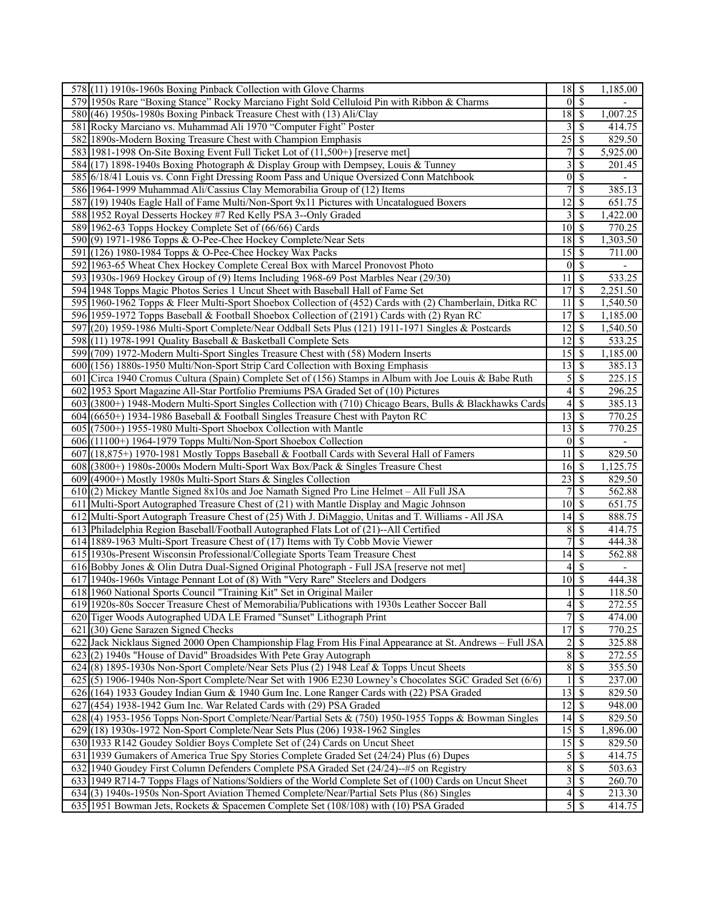| | | | | |
|---|---|---|---|---|
| 578 | (11) 1910s-1960s Boxing Pinback Collection with Glove Charms | 18 | $ | 1,185.00 |
| 579 | 1950s Rare "Boxing Stance" Rocky Marciano Fight Sold Celluloid Pin with Ribbon & Charms | 0 | $ | - |
| 580 | (46) 1950s-1980s Boxing Pinback Treasure Chest with (13) Ali/Clay | 18 | $ | 1,007.25 |
| 581 | Rocky Marciano vs. Muhammad Ali 1970 "Computer Fight" Poster | 3 | $ | 414.75 |
| 582 | 1890s-Modern Boxing Treasure Chest with Champion Emphasis | 25 | $ | 829.50 |
| 583 | 1981-1998 On-Site Boxing Event Full Ticket Lot of (11,500+) [reserve met] | 7 | $ | 5,925.00 |
| 584 | (17) 1898-1940s Boxing Photograph & Display Group with Dempsey, Louis & Tunney | 3 | $ | 201.45 |
| 585 | 6/18/41 Louis vs. Conn Fight Dressing Room Pass and Unique Oversized Conn Matchbook | 0 | $ | - |
| 586 | 1964-1999 Muhammad Ali/Cassius Clay Memorabilia Group of (12) Items | 7 | $ | 385.13 |
| 587 | (19) 1940s Eagle Hall of Fame Multi/Non-Sport 9x11 Pictures with Uncatalogued Boxers | 12 | $ | 651.75 |
| 588 | 1952 Royal Desserts Hockey #7 Red Kelly PSA 3--Only Graded | 3 | $ | 1,422.00 |
| 589 | 1962-63 Topps Hockey Complete Set of (66/66) Cards | 10 | $ | 770.25 |
| 590 | (9) 1971-1986 Topps & O-Pee-Chee Hockey Complete/Near Sets | 18 | $ | 1,303.50 |
| 591 | (126) 1980-1984 Topps & O-Pee-Chee Hockey Wax Packs | 15 | $ | 711.00 |
| 592 | 1963-65 Wheat Chex Hockey Complete Cereal Box with Marcel Pronovost Photo | 0 | $ | - |
| 593 | 1930s-1969 Hockey Group of (9) Items Including 1968-69 Post Marbles Near (29/30) | 11 | $ | 533.25 |
| 594 | 1948 Topps Magic Photos Series 1 Uncut Sheet with Baseball Hall of Fame Set | 17 | $ | 2,251.50 |
| 595 | 1960-1962 Topps & Fleer Multi-Sport Shoebox Collection of (452) Cards with (2) Chamberlain, Ditka RC | 11 | $ | 1,540.50 |
| 596 | 1959-1972 Topps Baseball & Football Shoebox Collection of (2191) Cards with (2) Ryan RC | 17 | $ | 1,185.00 |
| 597 | (20) 1959-1986 Multi-Sport Complete/Near Oddball Sets Plus (121) 1911-1971 Singles & Postcards | 12 | $ | 1,540.50 |
| 598 | (11) 1978-1991 Quality Baseball & Basketball Complete Sets | 12 | $ | 533.25 |
| 599 | (709) 1972-Modern Multi-Sport Singles Treasure Chest with (58) Modern Inserts | 15 | $ | 1,185.00 |
| 600 | (156) 1880s-1950 Multi/Non-Sport Strip Card Collection with Boxing Emphasis | 13 | $ | 385.13 |
| 601 | Circa 1940 Cromus Cultura (Spain) Complete Set of (156) Stamps in Album with Joe Louis & Babe Ruth | 5 | $ | 225.15 |
| 602 | 1953 Sport Magazine All-Star Portfolio Premiums PSA Graded Set of (10) Pictures | 4 | $ | 296.25 |
| 603 | (3800+) 1948-Modern Multi-Sport Singles Collection with (710) Chicago Bears, Bulls & Blackhawks Cards | 4 | $ | 385.13 |
| 604 | (6650+) 1934-1986 Baseball & Football Singles Treasure Chest with Payton RC | 13 | $ | 770.25 |
| 605 | (7500+) 1955-1980 Multi-Sport Shoebox Collection with Mantle | 13 | $ | 770.25 |
| 606 | (11100+) 1964-1979 Topps Multi/Non-Sport Shoebox Collection | 0 | $ | - |
| 607 | (18,875+) 1970-1981 Mostly Topps Baseball & Football Cards with Several Hall of Famers | 11 | $ | 829.50 |
| 608 | (3800+) 1980s-2000s Modern Multi-Sport Wax Box/Pack & Singles Treasure Chest | 16 | $ | 1,125.75 |
| 609 | (4900+) Mostly 1980s Multi-Sport Stars & Singles Collection | 23 | $ | 829.50 |
| 610 | (2) Mickey Mantle Signed 8x10s and Joe Namath Signed Pro Line Helmet – All Full JSA | 7 | $ | 562.88 |
| 611 | Multi-Sport Autographed Treasure Chest of (21) with Mantle Display and Magic Johnson | 10 | $ | 651.75 |
| 612 | Multi-Sport Autograph Treasure Chest of (25) With J. DiMaggio, Unitas and T. Williams - All JSA | 14 | $ | 888.75 |
| 613 | Philadelphia Region Baseball/Football Autographed Flats Lot of (21)--All Certified | 8 | $ | 414.75 |
| 614 | 1889-1963 Multi-Sport Treasure Chest of (17) Items with Ty Cobb Movie Viewer | 7 | $ | 444.38 |
| 615 | 1930s-Present Wisconsin Professional/Collegiate Sports Team Treasure Chest | 14 | $ | 562.88 |
| 616 | Bobby Jones & Olin Dutra Dual-Signed Original Photograph - Full JSA [reserve not met] | 4 | $ | - |
| 617 | 1940s-1960s Vintage Pennant Lot of (8) With "Very Rare" Steelers and Dodgers | 10 | $ | 444.38 |
| 618 | 1960 National Sports Council "Training Kit" Set in Original Mailer | 1 | $ | 118.50 |
| 619 | 1920s-80s Soccer Treasure Chest of Memorabilia/Publications with 1930s Leather Soccer Ball | 4 | $ | 272.55 |
| 620 | Tiger Woods Autographed UDA LE Framed "Sunset" Lithograph Print | 7 | $ | 474.00 |
| 621 | (30) Gene Sarazen Signed Checks | 17 | $ | 770.25 |
| 622 | Jack Nicklaus Signed 2000 Open Championship Flag From His Final Appearance at St. Andrews – Full JSA | 2 | $ | 325.88 |
| 623 | (2) 1940s "House of David" Broadsides With Pete Gray Autograph | 8 | $ | 272.55 |
| 624 | (8) 1895-1930s Non-Sport Complete/Near Sets Plus (2) 1948 Leaf & Topps Uncut Sheets | 8 | $ | 355.50 |
| 625 | (5) 1906-1940s Non-Sport Complete/Near Set with 1906 E230 Lowney's Chocolates SGC Graded Set (6/6) | 1 | $ | 237.00 |
| 626 | (164) 1933 Goudey Indian Gum & 1940 Gum Inc. Lone Ranger Cards with (22) PSA Graded | 13 | $ | 829.50 |
| 627 | (454) 1938-1942 Gum Inc. War Related Cards with (29) PSA Graded | 12 | $ | 948.00 |
| 628 | (4) 1953-1956 Topps Non-Sport Complete/Near/Partial Sets & (750) 1950-1955 Topps & Bowman Singles | 14 | $ | 829.50 |
| 629 | (18) 1930s-1972 Non-Sport Complete/Near Sets Plus (206) 1938-1962 Singles | 15 | $ | 1,896.00 |
| 630 | 1933 R142 Goudey Soldier Boys Complete Set of (24) Cards on Uncut Sheet | 15 | $ | 829.50 |
| 631 | 1939 Gumakers of America True Spy Stories Complete Graded Set (24/24) Plus (6) Dupes | 5 | $ | 414.75 |
| 632 | 1940 Goudey First Column Defenders Complete PSA Graded Set (24/24)--#5 on Registry | 8 | $ | 503.63 |
| 633 | 1949 R714-7 Topps Flags of Nations/Soldiers of the World Complete Set of (100) Cards on Uncut Sheet | 3 | $ | 260.70 |
| 634 | (3) 1940s-1950s Non-Sport Aviation Themed Complete/Near/Partial Sets Plus (86) Singles | 4 | $ | 213.30 |
| 635 | 1951 Bowman Jets, Rockets & Spacemen Complete Set (108/108) with (10) PSA Graded | 5 | $ | 414.75 |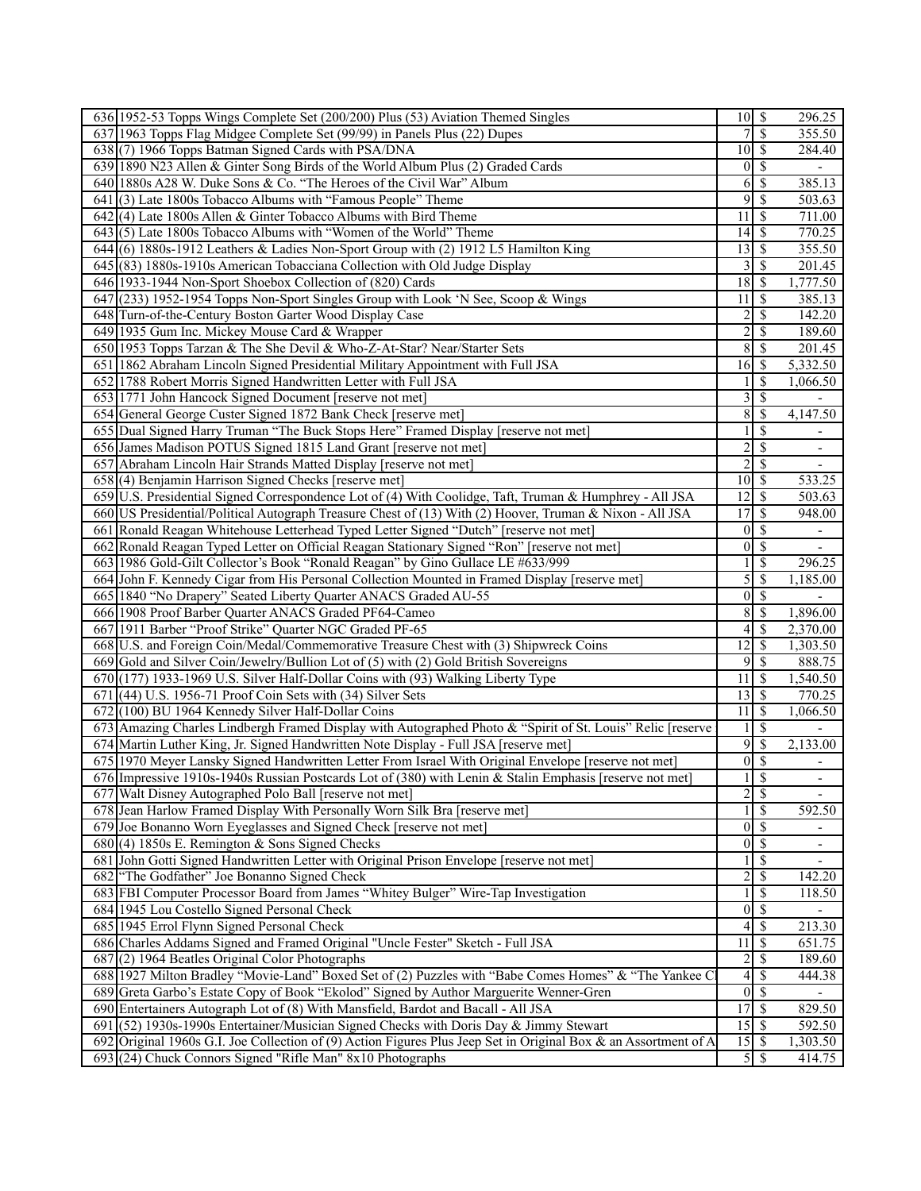| | | | | |
|---|---|---|---|---|
| 636 | 1952-53 Topps Wings Complete Set (200/200) Plus (53) Aviation Themed Singles | 10 | $ | 296.25 |
| 637 | 1963 Topps Flag Midgee Complete Set (99/99) in Panels Plus (22) Dupes | 7 | $ | 355.50 |
| 638 | (7) 1966 Topps Batman Signed Cards with PSA/DNA | 10 | $ | 284.40 |
| 639 | 1890 N23 Allen & Ginter Song Birds of the World Album Plus (2) Graded Cards | 0 | $ | - |
| 640 | 1880s A28 W. Duke Sons & Co. "The Heroes of the Civil War" Album | 6 | $ | 385.13 |
| 641 | (3) Late 1800s Tobacco Albums with "Famous People" Theme | 9 | $ | 503.63 |
| 642 | (4) Late 1800s Allen & Ginter Tobacco Albums with Bird Theme | 11 | $ | 711.00 |
| 643 | (5) Late 1800s Tobacco Albums with "Women of the World" Theme | 14 | $ | 770.25 |
| 644 | (6) 1880s-1912 Leathers & Ladies Non-Sport Group with (2) 1912 L5 Hamilton King | 13 | $ | 355.50 |
| 645 | (83) 1880s-1910s American Tobacciana Collection with Old Judge Display | 3 | $ | 201.45 |
| 646 | 1933-1944 Non-Sport Shoebox Collection of (820) Cards | 18 | $ | 1,777.50 |
| 647 | (233) 1952-1954 Topps Non-Sport Singles Group with Look 'N See, Scoop & Wings | 11 | $ | 385.13 |
| 648 | Turn-of-the-Century Boston Garter Wood Display Case | 2 | $ | 142.20 |
| 649 | 1935 Gum Inc. Mickey Mouse Card & Wrapper | 2 | $ | 189.60 |
| 650 | 1953 Topps Tarzan & The She Devil & Who-Z-At-Star? Near/Starter Sets | 8 | $ | 201.45 |
| 651 | 1862 Abraham Lincoln Signed Presidential Military Appointment with Full JSA | 16 | $ | 5,332.50 |
| 652 | 1788 Robert Morris Signed Handwritten Letter with Full JSA | 1 | $ | 1,066.50 |
| 653 | 1771 John Hancock Signed Document [reserve not met] | 3 | $ | - |
| 654 | General George Custer Signed 1872 Bank Check [reserve met] | 8 | $ | 4,147.50 |
| 655 | Dual Signed Harry Truman "The Buck Stops Here" Framed Display [reserve not met] | 1 | $ | - |
| 656 | James Madison POTUS Signed 1815 Land Grant [reserve not met] | 2 | $ | - |
| 657 | Abraham Lincoln Hair Strands Matted Display [reserve not met] | 2 | $ | - |
| 658 | (4) Benjamin Harrison Signed Checks [reserve met] | 10 | $ | 533.25 |
| 659 | U.S. Presidential Signed Correspondence Lot of (4) With Coolidge, Taft, Truman & Humphrey - All JSA | 12 | $ | 503.63 |
| 660 | US Presidential/Political Autograph Treasure Chest of (13) With (2) Hoover, Truman & Nixon - All JSA | 17 | $ | 948.00 |
| 661 | Ronald Reagan Whitehouse Letterhead Typed Letter Signed "Dutch" [reserve not met] | 0 | $ | - |
| 662 | Ronald Reagan Typed Letter on Official Reagan Stationary Signed "Ron" [reserve not met] | 0 | $ | - |
| 663 | 1986 Gold-Gilt Collector's Book "Ronald Reagan" by Gino Gullace LE #633/999 | 1 | $ | 296.25 |
| 664 | John F. Kennedy Cigar from His Personal Collection Mounted in Framed Display [reserve met] | 5 | $ | 1,185.00 |
| 665 | 1840 "No Drapery" Seated Liberty Quarter ANACS Graded AU-55 | 0 | $ | - |
| 666 | 1908 Proof Barber Quarter ANACS Graded PF64-Cameo | 8 | $ | 1,896.00 |
| 667 | 1911 Barber "Proof Strike" Quarter NGC Graded PF-65 | 4 | $ | 2,370.00 |
| 668 | U.S. and Foreign Coin/Medal/Commemorative Treasure Chest with (3) Shipwreck Coins | 12 | $ | 1,303.50 |
| 669 | Gold and Silver Coin/Jewelry/Bullion Lot of (5) with (2) Gold British Sovereigns | 9 | $ | 888.75 |
| 670 | (177) 1933-1969 U.S. Silver Half-Dollar Coins with (93) Walking Liberty Type | 11 | $ | 1,540.50 |
| 671 | (44) U.S. 1956-71 Proof Coin Sets with (34) Silver Sets | 13 | $ | 770.25 |
| 672 | (100) BU 1964 Kennedy Silver Half-Dollar Coins | 11 | $ | 1,066.50 |
| 673 | Amazing Charles Lindbergh Framed Display with Autographed Photo & "Spirit of St. Louis" Relic [reserve | 1 | $ | - |
| 674 | Martin Luther King, Jr. Signed Handwritten Note Display - Full JSA [reserve met] | 9 | $ | 2,133.00 |
| 675 | 1970 Meyer Lansky Signed Handwritten Letter From Israel With Original Envelope [reserve not met] | 0 | $ | - |
| 676 | Impressive 1910s-1940s Russian Postcards Lot of (380) with Lenin & Stalin Emphasis [reserve not met] | 1 | $ | - |
| 677 | Walt Disney Autographed Polo Ball [reserve not met] | 2 | $ | - |
| 678 | Jean Harlow Framed Display With Personally Worn Silk Bra [reserve met] | 1 | $ | 592.50 |
| 679 | Joe Bonanno Worn Eyeglasses and Signed Check [reserve not met] | 0 | $ | - |
| 680 | (4) 1850s E. Remington & Sons Signed Checks | 0 | $ | - |
| 681 | John Gotti Signed Handwritten Letter with Original Prison Envelope [reserve not met] | 1 | $ | - |
| 682 | "The Godfather" Joe Bonanno Signed Check | 2 | $ | 142.20 |
| 683 | FBI Computer Processor Board from James "Whitey Bulger" Wire-Tap Investigation | 1 | $ | 118.50 |
| 684 | 1945 Lou Costello Signed Personal Check | 0 | $ | - |
| 685 | 1945 Errol Flynn Signed Personal Check | 4 | $ | 213.30 |
| 686 | Charles Addams Signed and Framed Original "Uncle Fester" Sketch - Full JSA | 11 | $ | 651.75 |
| 687 | (2) 1964 Beatles Original Color Photographs | 2 | $ | 189.60 |
| 688 | 1927 Milton Bradley "Movie-Land" Boxed Set of (2) Puzzles with "Babe Comes Homes" & "The Yankee C | 4 | $ | 444.38 |
| 689 | Greta Garbo's Estate Copy of Book "Ekolod" Signed by Author Marguerite Wenner-Gren | 0 | $ | - |
| 690 | Entertainers Autograph Lot of (8) With Mansfield, Bardot and Bacall - All JSA | 17 | $ | 829.50 |
| 691 | (52) 1930s-1990s Entertainer/Musician Signed Checks with Doris Day & Jimmy Stewart | 15 | $ | 592.50 |
| 692 | Original 1960s G.I. Joe Collection of (9) Action Figures Plus Jeep Set in Original Box & an Assortment of A | 15 | $ | 1,303.50 |
| 693 | (24) Chuck Connors Signed "Rifle Man" 8x10 Photographs | 5 | $ | 414.75 |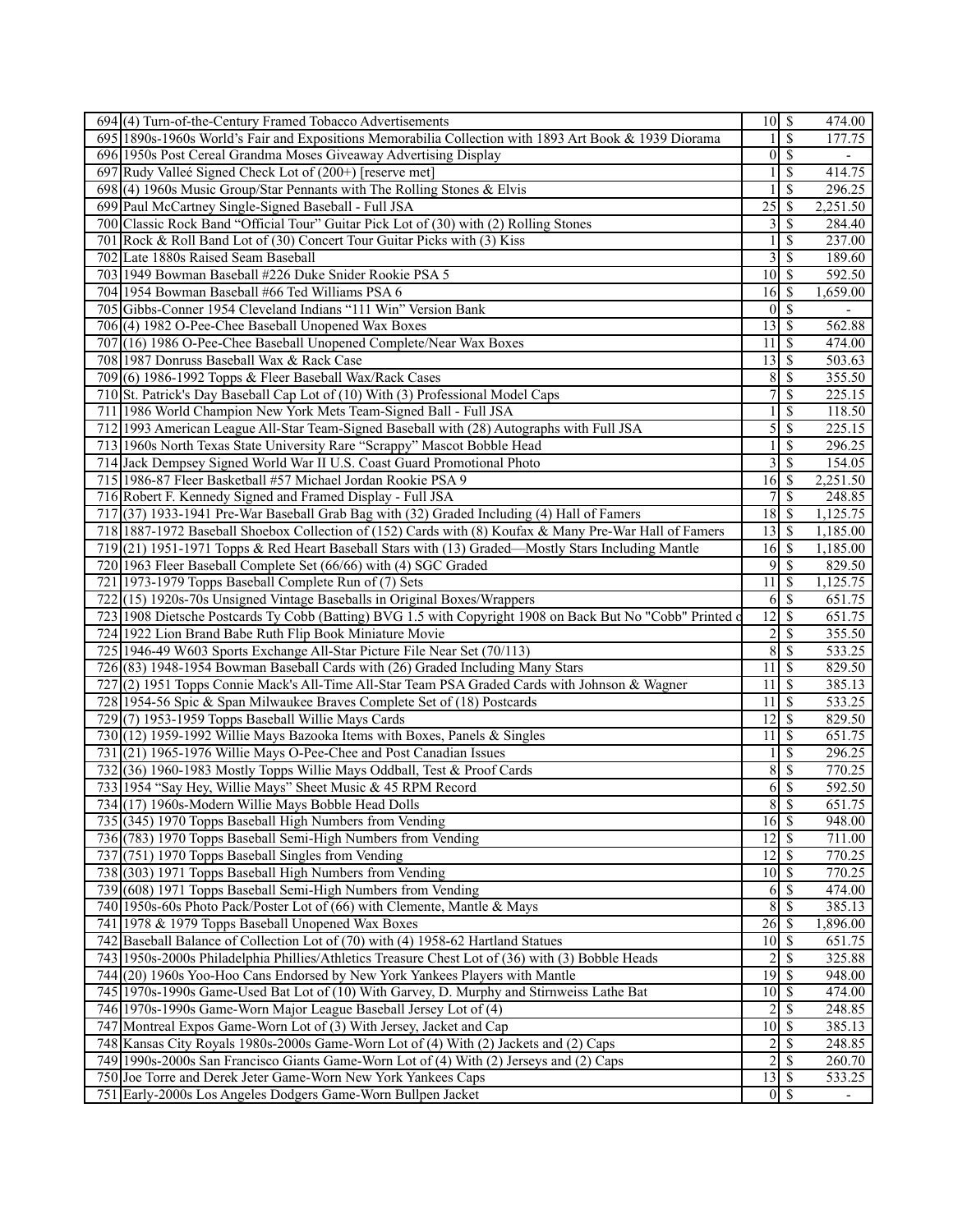| | | | | |
|---|---|---|---|---|
| 694 | (4) Turn-of-the-Century Framed Tobacco Advertisements | 10 | $ | 474.00 |
| 695 | 1890s-1960s World's Fair and Expositions Memorabilia Collection with 1893 Art Book & 1939 Diorama | 1 | $ | 177.75 |
| 696 | 1950s Post Cereal Grandma Moses Giveaway Advertising Display | 0 | $ | - |
| 697 | Rudy Valleé Signed Check Lot of (200+) [reserve met] | 1 | $ | 414.75 |
| 698 | (4) 1960s Music Group/Star Pennants with The Rolling Stones & Elvis | 1 | $ | 296.25 |
| 699 | Paul McCartney Single-Signed Baseball - Full JSA | 25 | $ | 2,251.50 |
| 700 | Classic Rock Band "Official Tour" Guitar Pick Lot of (30) with (2) Rolling Stones | 3 | $ | 284.40 |
| 701 | Rock & Roll Band Lot of (30) Concert Tour Guitar Picks with (3) Kiss | 1 | $ | 237.00 |
| 702 | Late 1880s Raised Seam Baseball | 3 | $ | 189.60 |
| 703 | 1949 Bowman Baseball #226 Duke Snider Rookie PSA 5 | 10 | $ | 592.50 |
| 704 | 1954 Bowman Baseball #66 Ted Williams PSA 6 | 16 | $ | 1,659.00 |
| 705 | Gibbs-Conner 1954 Cleveland Indians "111 Win" Version Bank | 0 | $ | - |
| 706 | (4) 1982 O-Pee-Chee Baseball Unopened Wax Boxes | 13 | $ | 562.88 |
| 707 | (16) 1986 O-Pee-Chee Baseball Unopened Complete/Near Wax Boxes | 11 | $ | 474.00 |
| 708 | 1987 Donruss Baseball Wax & Rack Case | 13 | $ | 503.63 |
| 709 | (6) 1986-1992 Topps & Fleer Baseball Wax/Rack Cases | 8 | $ | 355.50 |
| 710 | St. Patrick's Day Baseball Cap Lot of (10) With (3) Professional Model Caps | 7 | $ | 225.15 |
| 711 | 1986 World Champion New York Mets Team-Signed Ball - Full JSA | 1 | $ | 118.50 |
| 712 | 1993 American League All-Star Team-Signed Baseball with (28) Autographs with Full JSA | 5 | $ | 225.15 |
| 713 | 1960s North Texas State University Rare "Scrappy" Mascot Bobble Head | 1 | $ | 296.25 |
| 714 | Jack Dempsey Signed World War II U.S. Coast Guard Promotional Photo | 3 | $ | 154.05 |
| 715 | 1986-87 Fleer Basketball #57 Michael Jordan Rookie PSA 9 | 16 | $ | 2,251.50 |
| 716 | Robert F. Kennedy Signed and Framed Display - Full JSA | 7 | $ | 248.85 |
| 717 | (37) 1933-1941 Pre-War Baseball Grab Bag with (32) Graded Including (4) Hall of Famers | 18 | $ | 1,125.75 |
| 718 | 1887-1972 Baseball Shoebox Collection of (152) Cards with (8) Koufax & Many Pre-War Hall of Famers | 13 | $ | 1,185.00 |
| 719 | (21) 1951-1971 Topps & Red Heart Baseball Stars with (13) Graded—Mostly Stars Including Mantle | 16 | $ | 1,185.00 |
| 720 | 1963 Fleer Baseball Complete Set (66/66) with (4) SGC Graded | 9 | $ | 829.50 |
| 721 | 1973-1979 Topps Baseball Complete Run of (7) Sets | 11 | $ | 1,125.75 |
| 722 | (15) 1920s-70s Unsigned Vintage Baseballs in Original Boxes/Wrappers | 6 | $ | 651.75 |
| 723 | 1908 Dietsche Postcards Ty Cobb (Batting) BVG 1.5 with Copyright 1908 on Back But No "Cobb" Printed o | 12 | $ | 651.75 |
| 724 | 1922 Lion Brand Babe Ruth Flip Book Miniature Movie | 2 | $ | 355.50 |
| 725 | 1946-49 W603 Sports Exchange All-Star Picture File Near Set (70/113) | 8 | $ | 533.25 |
| 726 | (83) 1948-1954 Bowman Baseball Cards with (26) Graded Including Many Stars | 11 | $ | 829.50 |
| 727 | (2) 1951 Topps Connie Mack's All-Time All-Star Team PSA Graded Cards with Johnson & Wagner | 11 | $ | 385.13 |
| 728 | 1954-56 Spic & Span Milwaukee Braves Complete Set of (18) Postcards | 11 | $ | 533.25 |
| 729 | (7) 1953-1959 Topps Baseball Willie Mays Cards | 12 | $ | 829.50 |
| 730 | (12) 1959-1992 Willie Mays Bazooka Items with Boxes, Panels & Singles | 11 | $ | 651.75 |
| 731 | (21) 1965-1976 Willie Mays O-Pee-Chee and Post Canadian Issues | 1 | $ | 296.25 |
| 732 | (36) 1960-1983 Mostly Topps Willie Mays Oddball, Test & Proof Cards | 8 | $ | 770.25 |
| 733 | 1954 "Say Hey, Willie Mays" Sheet Music & 45 RPM Record | 6 | $ | 592.50 |
| 734 | (17) 1960s-Modern Willie Mays Bobble Head Dolls | 8 | $ | 651.75 |
| 735 | (345) 1970 Topps Baseball High Numbers from Vending | 16 | $ | 948.00 |
| 736 | (783) 1970 Topps Baseball Semi-High Numbers from Vending | 12 | $ | 711.00 |
| 737 | (751) 1970 Topps Baseball Singles from Vending | 12 | $ | 770.25 |
| 738 | (303) 1971 Topps Baseball High Numbers from Vending | 10 | $ | 770.25 |
| 739 | (608) 1971 Topps Baseball Semi-High Numbers from Vending | 6 | $ | 474.00 |
| 740 | 1950s-60s Photo Pack/Poster Lot of (66) with Clemente, Mantle & Mays | 8 | $ | 385.13 |
| 741 | 1978 & 1979 Topps Baseball Unopened Wax Boxes | 26 | $ | 1,896.00 |
| 742 | Baseball Balance of Collection Lot of (70) with (4) 1958-62 Hartland Statues | 10 | $ | 651.75 |
| 743 | 1950s-2000s Philadelphia Phillies/Athletics Treasure Chest Lot of (36) with (3) Bobble Heads | 2 | $ | 325.88 |
| 744 | (20) 1960s Yoo-Hoo Cans Endorsed by New York Yankees Players with Mantle | 19 | $ | 948.00 |
| 745 | 1970s-1990s Game-Used Bat Lot of (10) With Garvey, D. Murphy and Stirnweiss Lathe Bat | 10 | $ | 474.00 |
| 746 | 1970s-1990s Game-Worn Major League Baseball Jersey Lot of (4) | 2 | $ | 248.85 |
| 747 | Montreal Expos Game-Worn Lot of (3) With Jersey, Jacket and Cap | 10 | $ | 385.13 |
| 748 | Kansas City Royals 1980s-2000s Game-Worn Lot of (4) With (2) Jackets and (2) Caps | 2 | $ | 248.85 |
| 749 | 1990s-2000s San Francisco Giants Game-Worn Lot of (4) With (2) Jerseys and (2) Caps | 2 | $ | 260.70 |
| 750 | Joe Torre and Derek Jeter Game-Worn New York Yankees Caps | 13 | $ | 533.25 |
| 751 | Early-2000s Los Angeles Dodgers Game-Worn Bullpen Jacket | 0 | $ | - |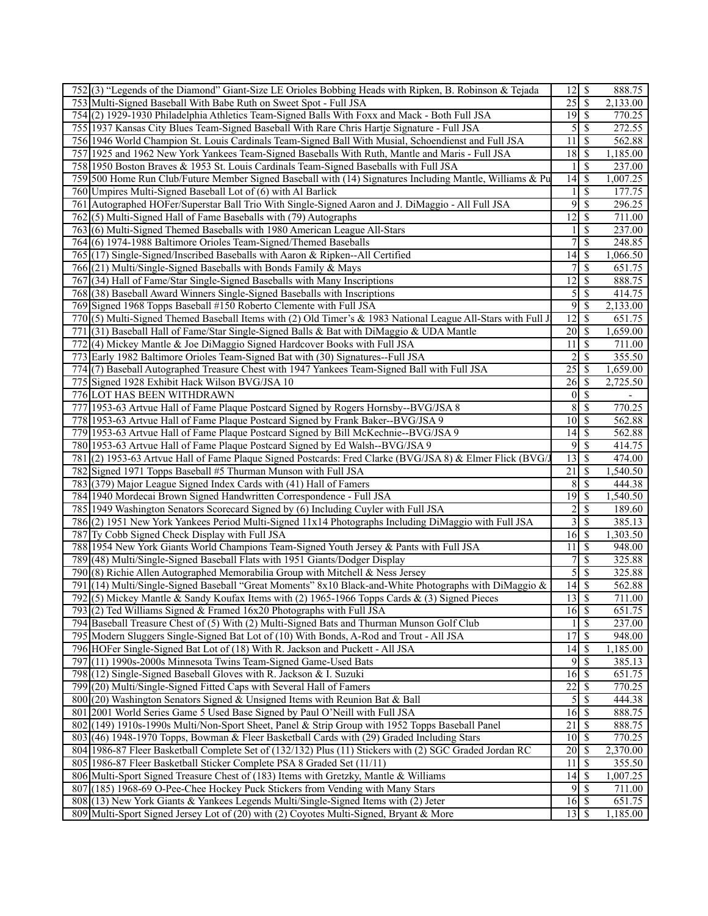| | | | | |
|---|---|---|---|---|
| 752 | (3) "Legends of the Diamond" Giant-Size LE Orioles Bobbing Heads with Ripken, B. Robinson & Tejada | 12 | $ | 888.75 |
| 753 | Multi-Signed Baseball With Babe Ruth on Sweet Spot - Full JSA | 25 | $ | 2,133.00 |
| 754 | (2) 1929-1930 Philadelphia Athletics Team-Signed Balls With Foxx and Mack - Both Full JSA | 19 | $ | 770.25 |
| 755 | 1937 Kansas City Blues Team-Signed Baseball With Rare Chris Hartje Signature - Full JSA | 5 | $ | 272.55 |
| 756 | 1946 World Champion St. Louis Cardinals Team-Signed Ball With Musial, Schoendienst and Full JSA | 11 | $ | 562.88 |
| 757 | 1925 and 1962 New York Yankees Team-Signed Baseballs With Ruth, Mantle and Maris - Full JSA | 18 | $ | 1,185.00 |
| 758 | 1950 Boston Braves & 1953 St. Louis Cardinals Team-Signed Baseballs with Full JSA | 1 | $ | 237.00 |
| 759 | 500 Home Run Club/Future Member Signed Baseball with (14) Signatures Including Mantle, Williams & Pu | 14 | $ | 1,007.25 |
| 760 | Umpires Multi-Signed Baseball Lot of (6) with Al Barlick | 1 | $ | 177.75 |
| 761 | Autographed HOFer/Superstar Ball Trio With Single-Signed Aaron and J. DiMaggio - All Full JSA | 9 | $ | 296.25 |
| 762 | (5) Multi-Signed Hall of Fame Baseballs with (79) Autographs | 12 | $ | 711.00 |
| 763 | (6) Multi-Signed Themed Baseballs with 1980 American League All-Stars | 1 | $ | 237.00 |
| 764 | (6) 1974-1988 Baltimore Orioles Team-Signed/Themed Baseballs | 7 | $ | 248.85 |
| 765 | (17) Single-Signed/Inscribed Baseballs with Aaron & Ripken--All Certified | 14 | $ | 1,066.50 |
| 766 | (21) Multi/Single-Signed Baseballs with Bonds Family & Mays | 7 | $ | 651.75 |
| 767 | (34) Hall of Fame/Star Single-Signed Baseballs with Many Inscriptions | 12 | $ | 888.75 |
| 768 | (38) Baseball Award Winners Single-Signed Baseballs with Inscriptions | 5 | $ | 414.75 |
| 769 | Signed 1968 Topps Baseball #150 Roberto Clemente with Full JSA | 9 | $ | 2,133.00 |
| 770 | (5) Multi-Signed Themed Baseball Items with (2) Old Timer's & 1983 National League All-Stars with Full J | 12 | $ | 651.75 |
| 771 | (31) Baseball Hall of Fame/Star Single-Signed Balls & Bat with DiMaggio & UDA Mantle | 20 | $ | 1,659.00 |
| 772 | (4) Mickey Mantle & Joe DiMaggio Signed Hardcover Books with Full JSA | 11 | $ | 711.00 |
| 773 | Early 1982 Baltimore Orioles Team-Signed Bat with (30) Signatures--Full JSA | 2 | $ | 355.50 |
| 774 | (7) Baseball Autographed Treasure Chest with 1947 Yankees Team-Signed Ball with Full JSA | 25 | $ | 1,659.00 |
| 775 | Signed 1928 Exhibit Hack Wilson BVG/JSA 10 | 26 | $ | 2,725.50 |
| 776 | LOT HAS BEEN WITHDRAWN | 0 | $ | - |
| 777 | 1953-63 Artvue Hall of Fame Plaque Postcard Signed by Rogers Hornsby--BVG/JSA 8 | 8 | $ | 770.25 |
| 778 | 1953-63 Artvue Hall of Fame Plaque Postcard Signed by Frank Baker--BVG/JSA 9 | 10 | $ | 562.88 |
| 779 | 1953-63 Artvue Hall of Fame Plaque Postcard Signed by Bill McKechnie--BVG/JSA 9 | 14 | $ | 562.88 |
| 780 | 1953-63 Artvue Hall of Fame Plaque Postcard Signed by Ed Walsh--BVG/JSA 9 | 9 | $ | 414.75 |
| 781 | (2) 1953-63 Artvue Hall of Fame Plaque Signed Postcards: Fred Clarke (BVG/JSA 8) & Elmer Flick (BVG/J | 13 | $ | 474.00 |
| 782 | Signed 1971 Topps Baseball #5 Thurman Munson with Full JSA | 21 | $ | 1,540.50 |
| 783 | (379) Major League Signed Index Cards with (41) Hall of Famers | 8 | $ | 444.38 |
| 784 | 1940 Mordecai Brown Signed Handwritten Correspondence - Full JSA | 19 | $ | 1,540.50 |
| 785 | 1949 Washington Senators Scorecard Signed by (6) Including Cuyler with Full JSA | 2 | $ | 189.60 |
| 786 | (2) 1951 New York Yankees Period Multi-Signed 11x14 Photographs Including DiMaggio with Full JSA | 3 | $ | 385.13 |
| 787 | Ty Cobb Signed Check Display with Full JSA | 16 | $ | 1,303.50 |
| 788 | 1954 New York Giants World Champions Team-Signed Youth Jersey & Pants with Full JSA | 11 | $ | 948.00 |
| 789 | (48) Multi/Single-Signed Baseball Flats with 1951 Giants/Dodger Display | 7 | $ | 325.88 |
| 790 | (8) Richie Allen Autographed Memorabilia Group with Mitchell & Ness Jersey | 5 | $ | 325.88 |
| 791 | (14) Multi/Single-Signed Baseball "Great Moments" 8x10 Black-and-White Photographs with DiMaggio & | 14 | $ | 562.88 |
| 792 | (5) Mickey Mantle & Sandy Koufax Items with (2) 1965-1966 Topps Cards & (3) Signed Pieces | 13 | $ | 711.00 |
| 793 | (2) Ted Williams Signed & Framed 16x20 Photographs with Full JSA | 16 | $ | 651.75 |
| 794 | Baseball Treasure Chest of (5) With (2) Multi-Signed Bats and Thurman Munson Golf Club | 1 | $ | 237.00 |
| 795 | Modern Sluggers Single-Signed Bat Lot of (10) With Bonds, A-Rod and Trout - All JSA | 17 | $ | 948.00 |
| 796 | HOFer Single-Signed Bat Lot of (18) With R. Jackson and Puckett - All JSA | 14 | $ | 1,185.00 |
| 797 | (11) 1990s-2000s Minnesota Twins Team-Signed Game-Used Bats | 9 | $ | 385.13 |
| 798 | (12) Single-Signed Baseball Gloves with R. Jackson & I. Suzuki | 16 | $ | 651.75 |
| 799 | (20) Multi/Single-Signed Fitted Caps with Several Hall of Famers | 22 | $ | 770.25 |
| 800 | (20) Washington Senators Signed & Unsigned Items with Reunion Bat & Ball | 5 | $ | 444.38 |
| 801 | 2001 World Series Game 5 Used Base Signed by Paul O'Neill with Full JSA | 16 | $ | 888.75 |
| 802 | (149) 1910s-1990s Multi/Non-Sport Sheet, Panel & Strip Group with 1952 Topps Baseball Panel | 21 | $ | 888.75 |
| 803 | (46) 1948-1970 Topps, Bowman & Fleer Basketball Cards with (29) Graded Including Stars | 10 | $ | 770.25 |
| 804 | 1986-87 Fleer Basketball Complete Set of (132/132) Plus (11) Stickers with (2) SGC Graded Jordan RC | 20 | $ | 2,370.00 |
| 805 | 1986-87 Fleer Basketball Sticker Complete PSA 8 Graded Set (11/11) | 11 | $ | 355.50 |
| 806 | Multi-Sport Signed Treasure Chest of (183) Items with Gretzky, Mantle & Williams | 14 | $ | 1,007.25 |
| 807 | (185) 1968-69 O-Pee-Chee Hockey Puck Stickers from Vending with Many Stars | 9 | $ | 711.00 |
| 808 | (13) New York Giants & Yankees Legends Multi/Single-Signed Items with (2) Jeter | 16 | $ | 651.75 |
| 809 | Multi-Sport Signed Jersey Lot of (20) with (2) Coyotes Multi-Signed, Bryant & More | 13 | $ | 1,185.00 |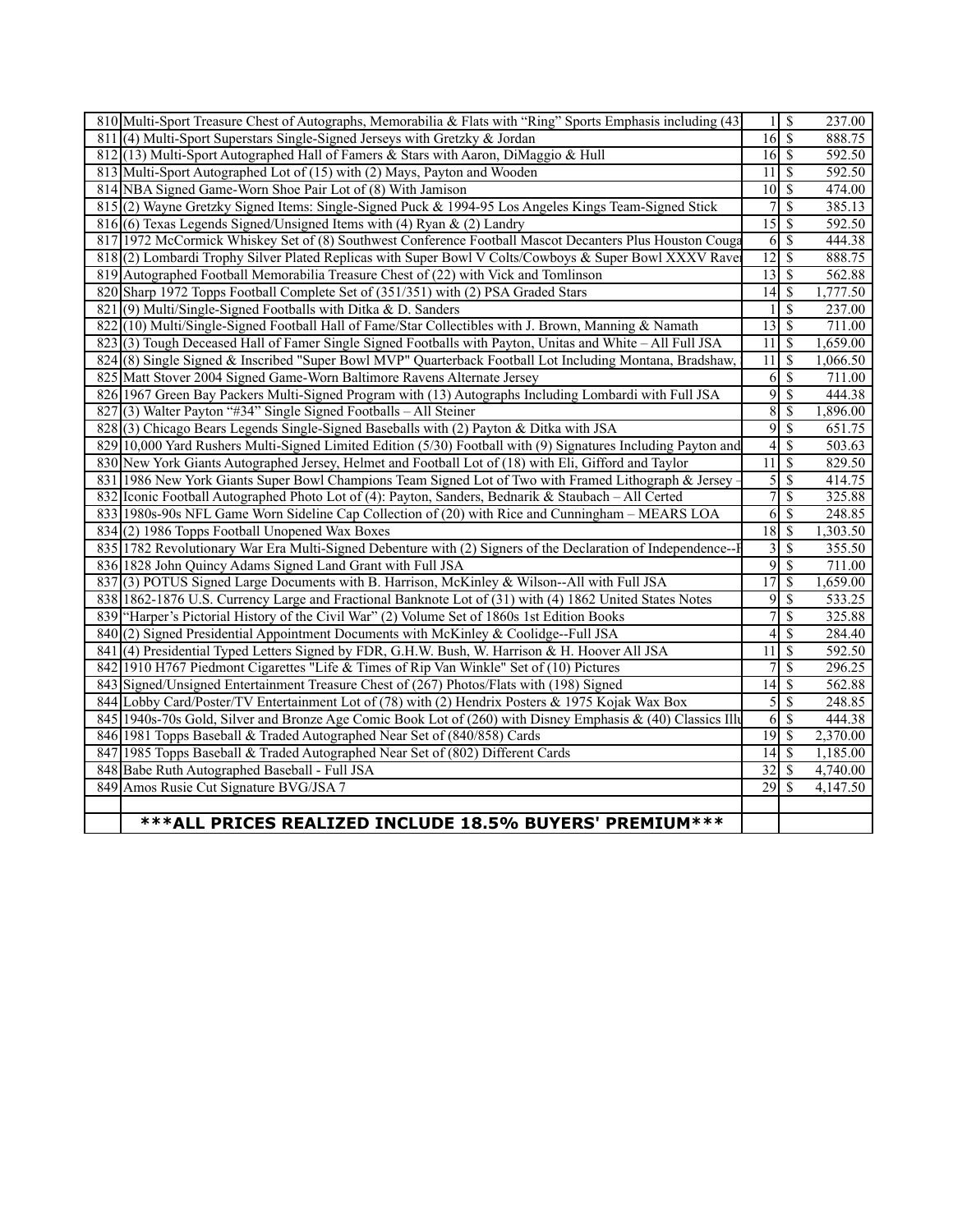| | | | | |
|---|---|---|---|---|
| 810 | Multi-Sport Treasure Chest of Autographs, Memorabilia & Flats with "Ring" Sports Emphasis including (43 | 1 | $ | 237.00 |
| 811 | (4) Multi-Sport Superstars Single-Signed Jerseys with Gretzky & Jordan | 16 | $ | 888.75 |
| 812 | (13) Multi-Sport Autographed Hall of Famers & Stars with Aaron, DiMaggio & Hull | 16 | $ | 592.50 |
| 813 | Multi-Sport Autographed Lot of (15) with (2) Mays, Payton and Wooden | 11 | $ | 592.50 |
| 814 | NBA Signed Game-Worn Shoe Pair Lot of (8) With Jamison | 10 | $ | 474.00 |
| 815 | (2) Wayne Gretzky Signed Items: Single-Signed Puck & 1994-95 Los Angeles Kings Team-Signed Stick | 7 | $ | 385.13 |
| 816 | (6) Texas Legends Signed/Unsigned Items with (4) Ryan & (2) Landry | 15 | $ | 592.50 |
| 817 | 1972 McCormick Whiskey Set of (8) Southwest Conference Football Mascot Decanters Plus Houston Couga | 6 | $ | 444.38 |
| 818 | (2) Lombardi Trophy Silver Plated Replicas with Super Bowl V Colts/Cowboys & Super Bowl XXXV Rave | 12 | $ | 888.75 |
| 819 | Autographed Football Memorabilia Treasure Chest of (22) with Vick and Tomlinson | 13 | $ | 562.88 |
| 820 | Sharp 1972 Topps Football Complete Set of (351/351) with (2) PSA Graded Stars | 14 | $ | 1,777.50 |
| 821 | (9) Multi/Single-Signed Footballs with Ditka & D. Sanders | 1 | $ | 237.00 |
| 822 | (10) Multi/Single-Signed Football Hall of Fame/Star Collectibles with J. Brown, Manning & Namath | 13 | $ | 711.00 |
| 823 | (3) Tough Deceased Hall of Famer Single Signed Footballs with Payton, Unitas and White – All Full JSA | 11 | $ | 1,659.00 |
| 824 | (8) Single Signed & Inscribed "Super Bowl MVP" Quarterback Football Lot Including Montana, Bradshaw, | 11 | $ | 1,066.50 |
| 825 | Matt Stover 2004 Signed Game-Worn Baltimore Ravens Alternate Jersey | 6 | $ | 711.00 |
| 826 | 1967 Green Bay Packers Multi-Signed Program with (13) Autographs Including Lombardi with Full JSA | 9 | $ | 444.38 |
| 827 | (3) Walter Payton "#34" Single Signed Footballs – All Steiner | 8 | $ | 1,896.00 |
| 828 | (3) Chicago Bears Legends Single-Signed Baseballs with (2) Payton & Ditka with JSA | 9 | $ | 651.75 |
| 829 | 10,000 Yard Rushers Multi-Signed Limited Edition (5/30) Football with (9) Signatures Including Payton and | 4 | $ | 503.63 |
| 830 | New York Giants Autographed Jersey, Helmet and Football Lot of (18) with Eli, Gifford and Taylor | 11 | $ | 829.50 |
| 831 | 1986 New York Giants Super Bowl Champions Team Signed Lot of Two with Framed Lithograph & Jersey - | 5 | $ | 414.75 |
| 832 | Iconic Football Autographed Photo Lot of (4): Payton, Sanders, Bednarik & Staubach – All Certed | 7 | $ | 325.88 |
| 833 | 1980s-90s NFL Game Worn Sideline Cap Collection of (20) with Rice and Cunningham – MEARS LOA | 6 | $ | 248.85 |
| 834 | (2) 1986 Topps Football Unopened Wax Boxes | 18 | $ | 1,303.50 |
| 835 | 1782 Revolutionary War Era Multi-Signed Debenture with (2) Signers of the Declaration of Independence--F | 3 | $ | 355.50 |
| 836 | 1828 John Quincy Adams Signed Land Grant with Full JSA | 9 | $ | 711.00 |
| 837 | (3) POTUS Signed Large Documents with B. Harrison, McKinley & Wilson--All with Full JSA | 17 | $ | 1,659.00 |
| 838 | 1862-1876 U.S. Currency Large and Fractional Banknote Lot of (31) with (4) 1862 United States Notes | 9 | $ | 533.25 |
| 839 | "Harper's Pictorial History of the Civil War" (2) Volume Set of 1860s 1st Edition Books | 7 | $ | 325.88 |
| 840 | (2) Signed Presidential Appointment Documents with McKinley & Coolidge--Full JSA | 4 | $ | 284.40 |
| 841 | (4) Presidential Typed Letters Signed by FDR, G.H.W. Bush, W. Harrison & H. Hoover All JSA | 11 | $ | 592.50 |
| 842 | 1910 H767 Piedmont Cigarettes "Life & Times of Rip Van Winkle" Set of (10) Pictures | 7 | $ | 296.25 |
| 843 | Signed/Unsigned Entertainment Treasure Chest of (267) Photos/Flats with (198) Signed | 14 | $ | 562.88 |
| 844 | Lobby Card/Poster/TV Entertainment Lot of (78) with (2) Hendrix Posters & 1975 Kojak Wax Box | 5 | $ | 248.85 |
| 845 | 1940s-70s Gold, Silver and Bronze Age Comic Book Lot of (260) with Disney Emphasis & (40) Classics Illu | 6 | $ | 444.38 |
| 846 | 1981 Topps Baseball & Traded Autographed Near Set of (840/858) Cards | 19 | $ | 2,370.00 |
| 847 | 1985 Topps Baseball & Traded Autographed Near Set of (802) Different Cards | 14 | $ | 1,185.00 |
| 848 | Babe Ruth Autographed Baseball - Full JSA | 32 | $ | 4,740.00 |
| 849 | Amos Rusie Cut Signature BVG/JSA 7 | 29 | $ | 4,147.50 |
| | | | | |
| | **\*\*\*ALL PRICES REALIZED INCLUDE 18.5% BUYERS' PREMIUM\*\*\*** | | | |